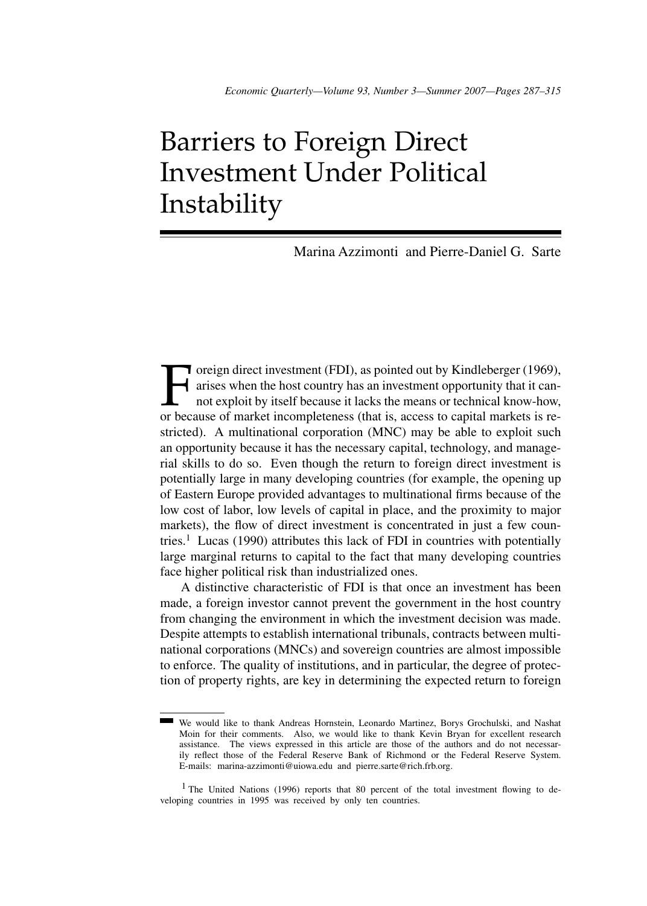# Barriers to Foreign Direct Investment Under Political Instability

Marina Azzimonti and Pierre-Daniel G. Sarte

Foreign direct investment (FDI), as pointed out by Kindleberger (1969), arises when the host country has an investment opportunity that it cannot exploit by itself because it lacks the means or technical know-how, or because of market incompleteness (that is, access to capital markets is restricted). A multinational corporation (MNC) may be able to exploit such an opportunity because it has the necessary capital, technology, and managerial skills to do so. Even though the return to foreign direct investment is potentially large in many developing countries (for example, the opening up of Eastern Europe provided advantages to multinational firms because of the low cost of labor, low levels of capital in place, and the proximity to major markets), the flow of direct investment is concentrated in just a few countries.[1] Lucas (1990) attributes this lack of FDI in countries with potentially large marginal returns to capital to the fact that many developing countries face higher political risk than industrialized ones.

A distinctive characteristic of FDI is that once an investment has been made, a foreign investor cannot prevent the government in the host country from changing the environment in which the investment decision was made. Despite attempts to establish international tribunals, contracts between multinational corporations (MNCs) and sovereign countries are almost impossible to enforce. The quality of institutions, and in particular, the degree of protection of property rights, are key in determining the expected return to foreign

We would like to thank Andreas Hornstein, Leonardo Martinez, Borys Grochulski, and Nashat Moin for their comments. Also, we would like to thank Kevin Bryan for excellent research assistance. The views expressed in this article are those of the authors and do not necessarily reflect those of the Federal Reserve Bank of Richmond or the Federal Reserve System. E-mails: marina-azzimonti@uiowa.edu and pierre.sarte@rich.frb.org.

[1] The United Nations (1996) reports that 80 percent of the total investment flowing to developing countries in 1995 was received by only ten countries.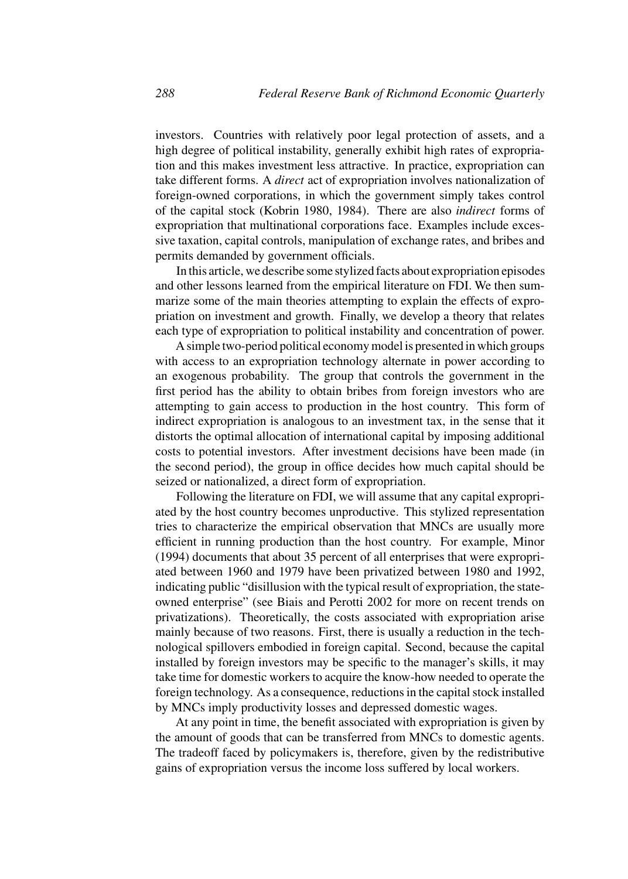investors. Countries with relatively poor legal protection of assets, and a high degree of political instability, generally exhibit high rates of expropriation and this makes investment less attractive. In practice, expropriation can take different forms. A *direct* act of expropriation involves nationalization of foreign-owned corporations, in which the government simply takes control of the capital stock (Kobrin 1980, 1984). There are also *indirect* forms of expropriation that multinational corporations face. Examples include excessive taxation, capital controls, manipulation of exchange rates, and bribes and permits demanded by government officials.

In this article, we describe some stylized facts about expropriation episodes and other lessons learned from the empirical literature on FDI. We then summarize some of the main theories attempting to explain the effects of expropriation on investment and growth. Finally, we develop a theory that relates each type of expropriation to political instability and concentration of power.

A simple two-period political economy model is presented in which groups with access to an expropriation technology alternate in power according to an exogenous probability. The group that controls the government in the first period has the ability to obtain bribes from foreign investors who are attempting to gain access to production in the host country. This form of indirect expropriation is analogous to an investment tax, in the sense that it distorts the optimal allocation of international capital by imposing additional costs to potential investors. After investment decisions have been made (in the second period), the group in office decides how much capital should be seized or nationalized, a direct form of expropriation.

Following the literature on FDI, we will assume that any capital expropriated by the host country becomes unproductive. This stylized representation tries to characterize the empirical observation that MNCs are usually more efficient in running production than the host country. For example, Minor (1994) documents that about 35 percent of all enterprises that were expropriated between 1960 and 1979 have been privatized between 1980 and 1992, indicating public "disillusion with the typical result of expropriation, the state-owned enterprise" (see Biais and Perotti 2002 for more on recent trends on privatizations). Theoretically, the costs associated with expropriation arise mainly because of two reasons. First, there is usually a reduction in the technological spillovers embodied in foreign capital. Second, because the capital installed by foreign investors may be specific to the manager's skills, it may take time for domestic workers to acquire the know-how needed to operate the foreign technology. As a consequence, reductions in the capital stock installed by MNCs imply productivity losses and depressed domestic wages.

At any point in time, the benefit associated with expropriation is given by the amount of goods that can be transferred from MNCs to domestic agents. The tradeoff faced by policymakers is, therefore, given by the redistributive gains of expropriation versus the income loss suffered by local workers.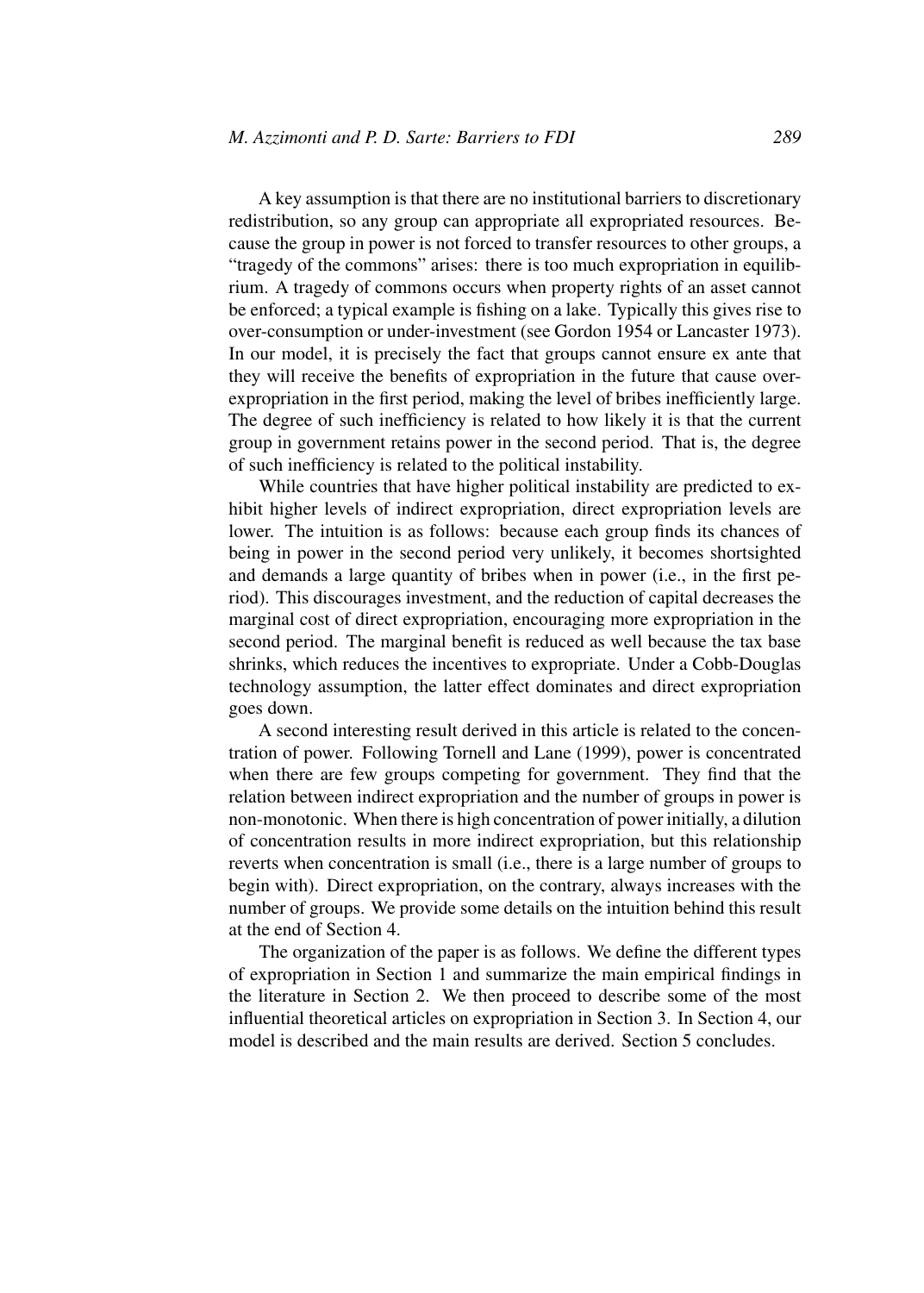A key assumption is that there are no institutional barriers to discretionary redistribution, so any group can appropriate all expropriated resources. Because the group in power is not forced to transfer resources to other groups, a "tragedy of the commons" arises: there is too much expropriation in equilibrium. A tragedy of commons occurs when property rights of an asset cannot be enforced; a typical example is fishing on a lake. Typically this gives rise to over-consumption or under-investment (see Gordon 1954 or Lancaster 1973). In our model, it is precisely the fact that groups cannot ensure ex ante that they will receive the benefits of expropriation in the future that cause over-expropriation in the first period, making the level of bribes inefficiently large. The degree of such inefficiency is related to how likely it is that the current group in government retains power in the second period. That is, the degree of such inefficiency is related to the political instability.

While countries that have higher political instability are predicted to exhibit higher levels of indirect expropriation, direct expropriation levels are lower. The intuition is as follows: because each group finds its chances of being in power in the second period very unlikely, it becomes shortsighted and demands a large quantity of bribes when in power (i.e., in the first period). This discourages investment, and the reduction of capital decreases the marginal cost of direct expropriation, encouraging more expropriation in the second period. The marginal benefit is reduced as well because the tax base shrinks, which reduces the incentives to expropriate. Under a Cobb-Douglas technology assumption, the latter effect dominates and direct expropriation goes down.

A second interesting result derived in this article is related to the concentration of power. Following Tornell and Lane (1999), power is concentrated when there are few groups competing for government. They find that the relation between indirect expropriation and the number of groups in power is non-monotonic. When there is high concentration of power initially, a dilution of concentration results in more indirect expropriation, but this relationship reverts when concentration is small (i.e., there is a large number of groups to begin with). Direct expropriation, on the contrary, always increases with the number of groups. We provide some details on the intuition behind this result at the end of Section 4.

The organization of the paper is as follows. We define the different types of expropriation in Section 1 and summarize the main empirical findings in the literature in Section 2. We then proceed to describe some of the most influential theoretical articles on expropriation in Section 3. In Section 4, our model is described and the main results are derived. Section 5 concludes.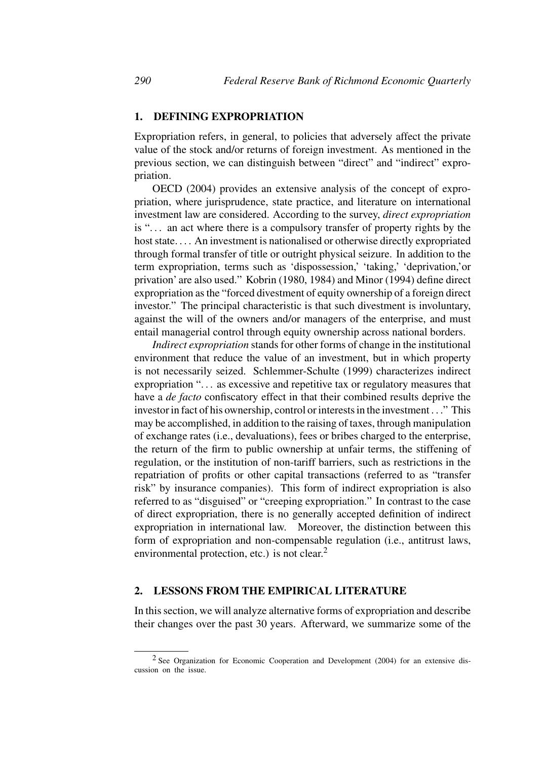## 1. DEFINING EXPROPRIATION

Expropriation refers, in general, to policies that adversely affect the private value of the stock and/or returns of foreign investment. As mentioned in the previous section, we can distinguish between "direct" and "indirect" expropriation.

OECD (2004) provides an extensive analysis of the concept of expropriation, where jurisprudence, state practice, and literature on international investment law are considered. According to the survey, *direct expropriation* is ". . . an act where there is a compulsory transfer of property rights by the host state. . . . An investment is nationalised or otherwise directly expropriated through formal transfer of title or outright physical seizure. In addition to the term expropriation, terms such as 'dispossession,' 'taking,' 'deprivation,'or privation' are also used." Kobrin (1980, 1984) and Minor (1994) define direct expropriation as the "forced divestment of equity ownership of a foreign direct investor." The principal characteristic is that such divestment is involuntary, against the will of the owners and/or managers of the enterprise, and must entail managerial control through equity ownership across national borders.

*Indirect expropriation* stands for other forms of change in the institutional environment that reduce the value of an investment, but in which property is not necessarily seized. Schlemmer-Schulte (1999) characterizes indirect expropriation ". . . as excessive and repetitive tax or regulatory measures that have a *de facto* confiscatory effect in that their combined results deprive the investor in fact of his ownership, control or interests in the investment . . ." This may be accomplished, in addition to the raising of taxes, through manipulation of exchange rates (i.e., devaluations), fees or bribes charged to the enterprise, the return of the firm to public ownership at unfair terms, the stiffening of regulation, or the institution of non-tariff barriers, such as restrictions in the repatriation of profits or other capital transactions (referred to as "transfer risk" by insurance companies). This form of indirect expropriation is also referred to as "disguised" or "creeping expropriation." In contrast to the case of direct expropriation, there is no generally accepted definition of indirect expropriation in international law. Moreover, the distinction between this form of expropriation and non-compensable regulation (i.e., antitrust laws, environmental protection, etc.) is not clear.[2]

## 2. LESSONS FROM THE EMPIRICAL LITERATURE

In this section, we will analyze alternative forms of expropriation and describe their changes over the past 30 years. Afterward, we summarize some of the

---

[2] See Organization for Economic Cooperation and Development (2004) for an extensive discussion on the issue.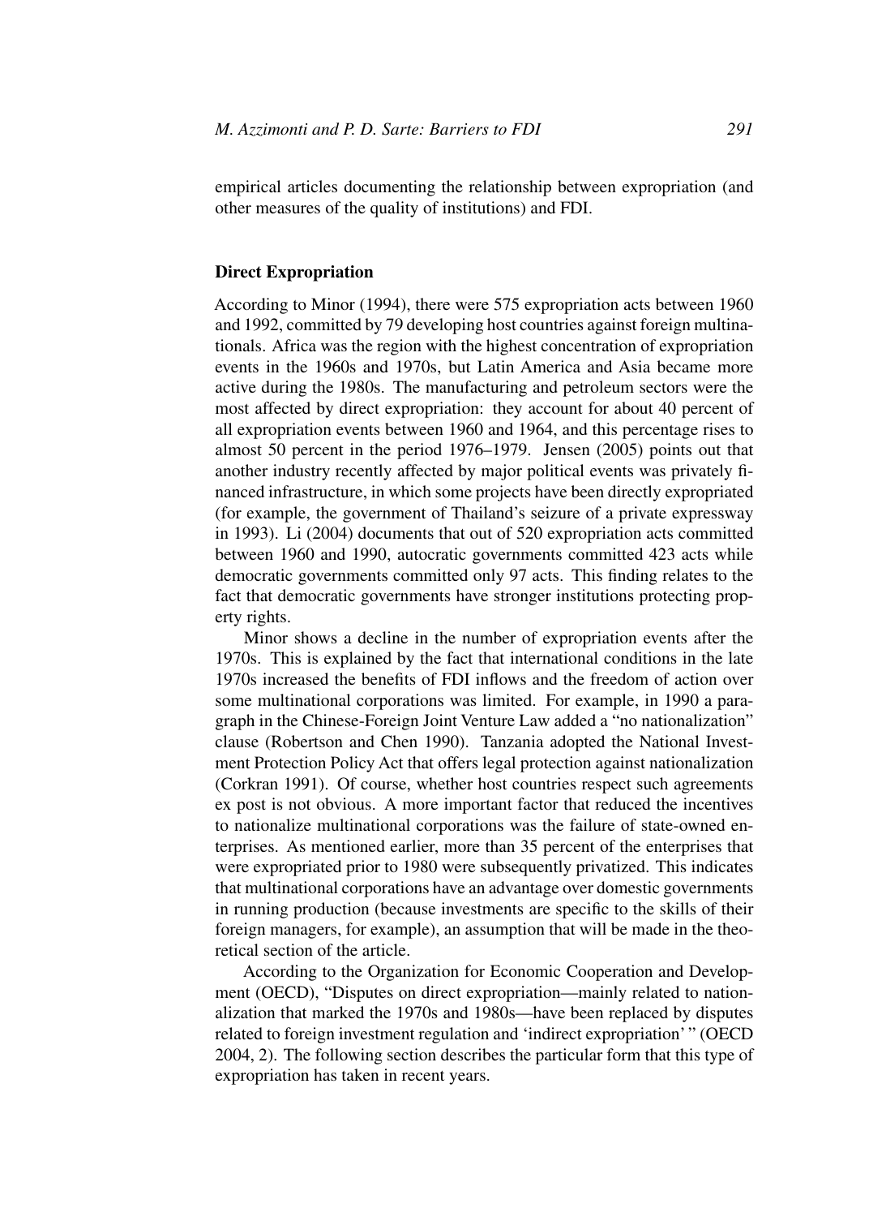empirical articles documenting the relationship between expropriation (and other measures of the quality of institutions) and FDI.

### Direct Expropriation

According to Minor (1994), there were 575 expropriation acts between 1960 and 1992, committed by 79 developing host countries against foreign multinationals. Africa was the region with the highest concentration of expropriation events in the 1960s and 1970s, but Latin America and Asia became more active during the 1980s. The manufacturing and petroleum sectors were the most affected by direct expropriation: they account for about 40 percent of all expropriation events between 1960 and 1964, and this percentage rises to almost 50 percent in the period 1976–1979. Jensen (2005) points out that another industry recently affected by major political events was privately financed infrastructure, in which some projects have been directly expropriated (for example, the government of Thailand's seizure of a private expressway in 1993). Li (2004) documents that out of 520 expropriation acts committed between 1960 and 1990, autocratic governments committed 423 acts while democratic governments committed only 97 acts. This finding relates to the fact that democratic governments have stronger institutions protecting property rights.

Minor shows a decline in the number of expropriation events after the 1970s. This is explained by the fact that international conditions in the late 1970s increased the benefits of FDI inflows and the freedom of action over some multinational corporations was limited. For example, in 1990 a paragraph in the Chinese-Foreign Joint Venture Law added a "no nationalization" clause (Robertson and Chen 1990). Tanzania adopted the National Investment Protection Policy Act that offers legal protection against nationalization (Corkran 1991). Of course, whether host countries respect such agreements ex post is not obvious. A more important factor that reduced the incentives to nationalize multinational corporations was the failure of state-owned enterprises. As mentioned earlier, more than 35 percent of the enterprises that were expropriated prior to 1980 were subsequently privatized. This indicates that multinational corporations have an advantage over domestic governments in running production (because investments are specific to the skills of their foreign managers, for example), an assumption that will be made in the theoretical section of the article.

According to the Organization for Economic Cooperation and Development (OECD), "Disputes on direct expropriation—mainly related to nationalization that marked the 1970s and 1980s—have been replaced by disputes related to foreign investment regulation and 'indirect expropriation' " (OECD 2004, 2). The following section describes the particular form that this type of expropriation has taken in recent years.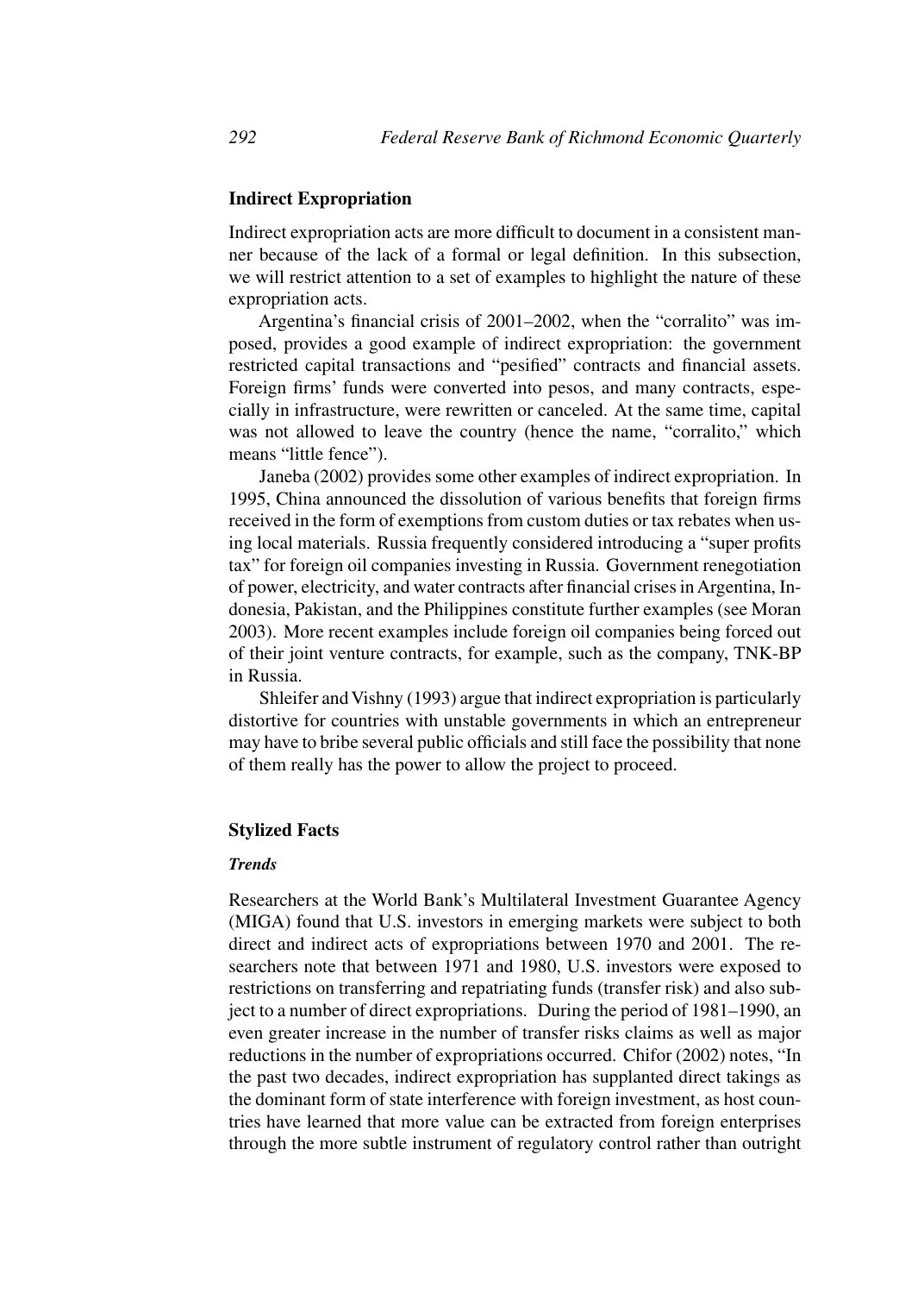### Indirect Expropriation

Indirect expropriation acts are more difficult to document in a consistent manner because of the lack of a formal or legal definition. In this subsection, we will restrict attention to a set of examples to highlight the nature of these expropriation acts.

Argentina's financial crisis of 2001–2002, when the "corralito" was imposed, provides a good example of indirect expropriation: the government restricted capital transactions and "pesified" contracts and financial assets. Foreign firms' funds were converted into pesos, and many contracts, especially in infrastructure, were rewritten or canceled. At the same time, capital was not allowed to leave the country (hence the name, "corralito," which means "little fence").

Janeba (2002) provides some other examples of indirect expropriation. In 1995, China announced the dissolution of various benefits that foreign firms received in the form of exemptions from custom duties or tax rebates when using local materials. Russia frequently considered introducing a "super profits tax" for foreign oil companies investing in Russia. Government renegotiation of power, electricity, and water contracts after financial crises in Argentina, Indonesia, Pakistan, and the Philippines constitute further examples (see Moran 2003). More recent examples include foreign oil companies being forced out of their joint venture contracts, for example, such as the company, TNK-BP in Russia.

Shleifer and Vishny (1993) argue that indirect expropriation is particularly distortive for countries with unstable governments in which an entrepreneur may have to bribe several public officials and still face the possibility that none of them really has the power to allow the project to proceed.

### Stylized Facts

#### *Trends*

Researchers at the World Bank's Multilateral Investment Guarantee Agency (MIGA) found that U.S. investors in emerging markets were subject to both direct and indirect acts of expropriations between 1970 and 2001. The researchers note that between 1971 and 1980, U.S. investors were exposed to restrictions on transferring and repatriating funds (transfer risk) and also subject to a number of direct expropriations. During the period of 1981–1990, an even greater increase in the number of transfer risks claims as well as major reductions in the number of expropriations occurred. Chifor (2002) notes, "In the past two decades, indirect expropriation has supplanted direct takings as the dominant form of state interference with foreign investment, as host countries have learned that more value can be extracted from foreign enterprises through the more subtle instrument of regulatory control rather than outright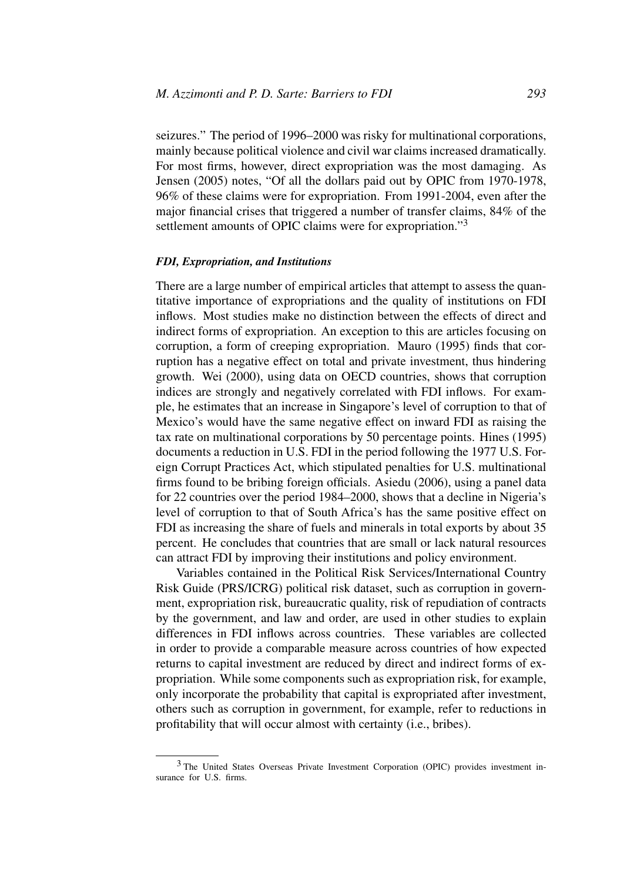seizures." The period of 1996–2000 was risky for multinational corporations, mainly because political violence and civil war claims increased dramatically. For most firms, however, direct expropriation was the most damaging. As Jensen (2005) notes, "Of all the dollars paid out by OPIC from 1970-1978, 96% of these claims were for expropriation. From 1991-2004, even after the major financial crises that triggered a number of transfer claims, 84% of the settlement amounts of OPIC claims were for expropriation."[3]

### *FDI, Expropriation, and Institutions*

There are a large number of empirical articles that attempt to assess the quantitative importance of expropriations and the quality of institutions on FDI inflows. Most studies make no distinction between the effects of direct and indirect forms of expropriation. An exception to this are articles focusing on corruption, a form of creeping expropriation. Mauro (1995) finds that corruption has a negative effect on total and private investment, thus hindering growth. Wei (2000), using data on OECD countries, shows that corruption indices are strongly and negatively correlated with FDI inflows. For example, he estimates that an increase in Singapore's level of corruption to that of Mexico's would have the same negative effect on inward FDI as raising the tax rate on multinational corporations by 50 percentage points. Hines (1995) documents a reduction in U.S. FDI in the period following the 1977 U.S. Foreign Corrupt Practices Act, which stipulated penalties for U.S. multinational firms found to be bribing foreign officials. Asiedu (2006), using a panel data for 22 countries over the period 1984–2000, shows that a decline in Nigeria's level of corruption to that of South Africa's has the same positive effect on FDI as increasing the share of fuels and minerals in total exports by about 35 percent. He concludes that countries that are small or lack natural resources can attract FDI by improving their institutions and policy environment.

Variables contained in the Political Risk Services/International Country Risk Guide (PRS/ICRG) political risk dataset, such as corruption in government, expropriation risk, bureaucratic quality, risk of repudiation of contracts by the government, and law and order, are used in other studies to explain differences in FDI inflows across countries. These variables are collected in order to provide a comparable measure across countries of how expected returns to capital investment are reduced by direct and indirect forms of expropriation. While some components such as expropriation risk, for example, only incorporate the probability that capital is expropriated after investment, others such as corruption in government, for example, refer to reductions in profitability that will occur almost with certainty (i.e., bribes).

[3] The United States Overseas Private Investment Corporation (OPIC) provides investment insurance for U.S. firms.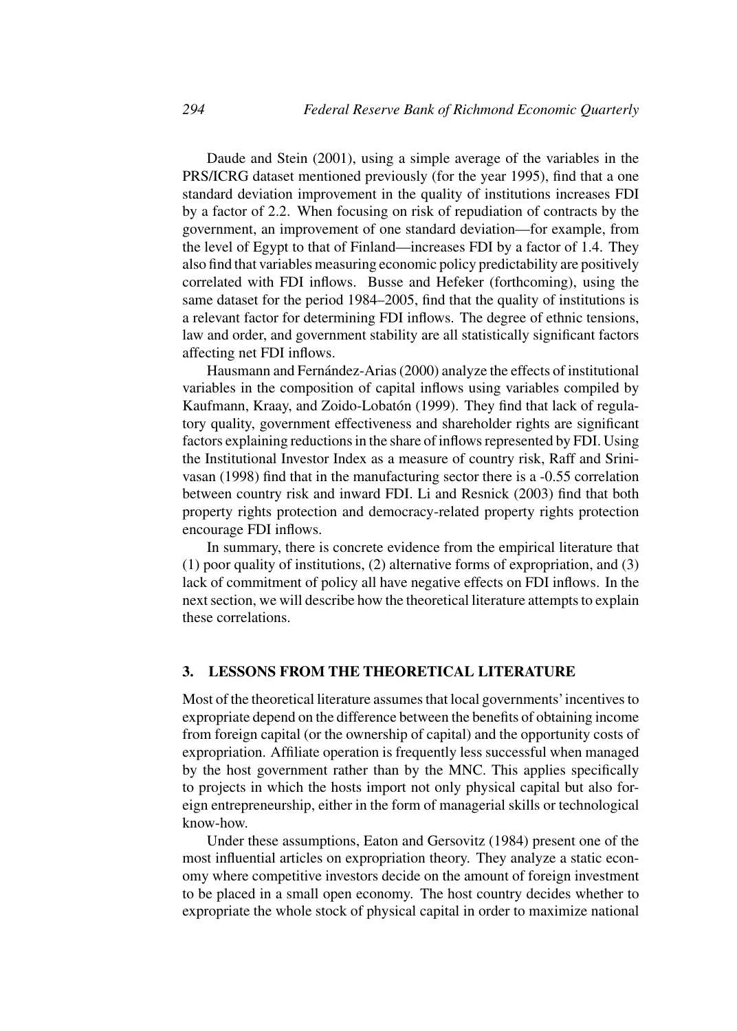Daude and Stein (2001), using a simple average of the variables in the PRS/ICRG dataset mentioned previously (for the year 1995), find that a one standard deviation improvement in the quality of institutions increases FDI by a factor of 2.2. When focusing on risk of repudiation of contracts by the government, an improvement of one standard deviation—for example, from the level of Egypt to that of Finland—increases FDI by a factor of 1.4. They also find that variables measuring economic policy predictability are positively correlated with FDI inflows. Busse and Hefeker (forthcoming), using the same dataset for the period 1984–2005, find that the quality of institutions is a relevant factor for determining FDI inflows. The degree of ethnic tensions, law and order, and government stability are all statistically significant factors affecting net FDI inflows.

Hausmann and Fernández-Arias (2000) analyze the effects of institutional variables in the composition of capital inflows using variables compiled by Kaufmann, Kraay, and Zoido-Lobatón (1999). They find that lack of regulatory quality, government effectiveness and shareholder rights are significant factors explaining reductions in the share of inflows represented by FDI. Using the Institutional Investor Index as a measure of country risk, Raff and Srinivasan (1998) find that in the manufacturing sector there is a -0.55 correlation between country risk and inward FDI. Li and Resnick (2003) find that both property rights protection and democracy-related property rights protection encourage FDI inflows.

In summary, there is concrete evidence from the empirical literature that (1) poor quality of institutions, (2) alternative forms of expropriation, and (3) lack of commitment of policy all have negative effects on FDI inflows. In the next section, we will describe how the theoretical literature attempts to explain these correlations.

## 3. LESSONS FROM THE THEORETICAL LITERATURE

Most of the theoretical literature assumes that local governments' incentives to expropriate depend on the difference between the benefits of obtaining income from foreign capital (or the ownership of capital) and the opportunity costs of expropriation. Affiliate operation is frequently less successful when managed by the host government rather than by the MNC. This applies specifically to projects in which the hosts import not only physical capital but also foreign entrepreneurship, either in the form of managerial skills or technological know-how.

Under these assumptions, Eaton and Gersovitz (1984) present one of the most influential articles on expropriation theory. They analyze a static economy where competitive investors decide on the amount of foreign investment to be placed in a small open economy. The host country decides whether to expropriate the whole stock of physical capital in order to maximize national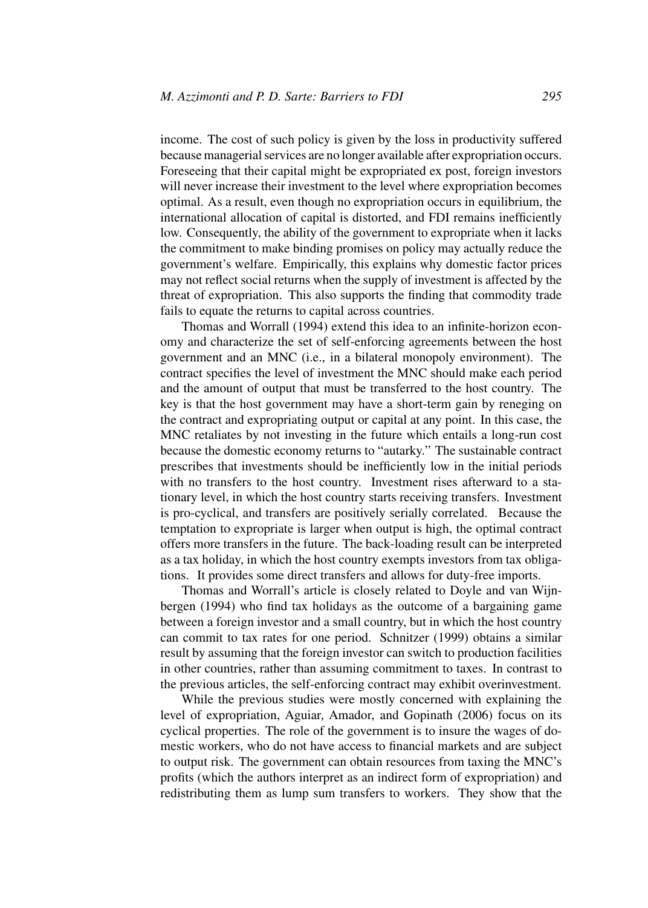income. The cost of such policy is given by the loss in productivity suffered because managerial services are no longer available after expropriation occurs. Foreseeing that their capital might be expropriated ex post, foreign investors will never increase their investment to the level where expropriation becomes optimal. As a result, even though no expropriation occurs in equilibrium, the international allocation of capital is distorted, and FDI remains inefficiently low. Consequently, the ability of the government to expropriate when it lacks the commitment to make binding promises on policy may actually reduce the government's welfare. Empirically, this explains why domestic factor prices may not reflect social returns when the supply of investment is affected by the threat of expropriation. This also supports the finding that commodity trade fails to equate the returns to capital across countries.

Thomas and Worrall (1994) extend this idea to an infinite-horizon economy and characterize the set of self-enforcing agreements between the host government and an MNC (i.e., in a bilateral monopoly environment). The contract specifies the level of investment the MNC should make each period and the amount of output that must be transferred to the host country. The key is that the host government may have a short-term gain by reneging on the contract and expropriating output or capital at any point. In this case, the MNC retaliates by not investing in the future which entails a long-run cost because the domestic economy returns to "autarky." The sustainable contract prescribes that investments should be inefficiently low in the initial periods with no transfers to the host country. Investment rises afterward to a stationary level, in which the host country starts receiving transfers. Investment is pro-cyclical, and transfers are positively serially correlated. Because the temptation to expropriate is larger when output is high, the optimal contract offers more transfers in the future. The back-loading result can be interpreted as a tax holiday, in which the host country exempts investors from tax obligations. It provides some direct transfers and allows for duty-free imports.

Thomas and Worrall's article is closely related to Doyle and van Wijnbergen (1994) who find tax holidays as the outcome of a bargaining game between a foreign investor and a small country, but in which the host country can commit to tax rates for one period. Schnitzer (1999) obtains a similar result by assuming that the foreign investor can switch to production facilities in other countries, rather than assuming commitment to taxes. In contrast to the previous articles, the self-enforcing contract may exhibit overinvestment.

While the previous studies were mostly concerned with explaining the level of expropriation, Aguiar, Amador, and Gopinath (2006) focus on its cyclical properties. The role of the government is to insure the wages of domestic workers, who do not have access to financial markets and are subject to output risk. The government can obtain resources from taxing the MNC's profits (which the authors interpret as an indirect form of expropriation) and redistributing them as lump sum transfers to workers. They show that the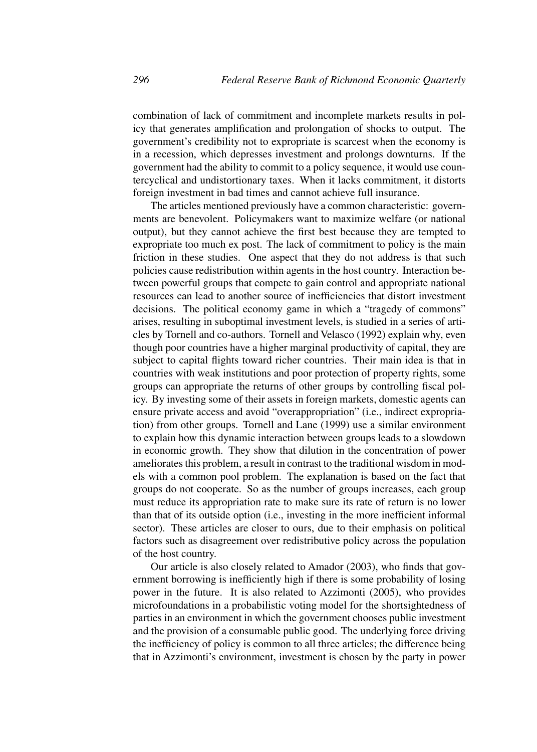combination of lack of commitment and incomplete markets results in policy that generates amplification and prolongation of shocks to output. The government's credibility not to expropriate is scarcest when the economy is in a recession, which depresses investment and prolongs downturns. If the government had the ability to commit to a policy sequence, it would use countercyclical and undistortionary taxes. When it lacks commitment, it distorts foreign investment in bad times and cannot achieve full insurance.

The articles mentioned previously have a common characteristic: governments are benevolent. Policymakers want to maximize welfare (or national output), but they cannot achieve the first best because they are tempted to expropriate too much ex post. The lack of commitment to policy is the main friction in these studies. One aspect that they do not address is that such policies cause redistribution within agents in the host country. Interaction between powerful groups that compete to gain control and appropriate national resources can lead to another source of inefficiencies that distort investment decisions. The political economy game in which a "tragedy of commons" arises, resulting in suboptimal investment levels, is studied in a series of articles by Tornell and co-authors. Tornell and Velasco (1992) explain why, even though poor countries have a higher marginal productivity of capital, they are subject to capital flights toward richer countries. Their main idea is that in countries with weak institutions and poor protection of property rights, some groups can appropriate the returns of other groups by controlling fiscal policy. By investing some of their assets in foreign markets, domestic agents can ensure private access and avoid "overappropriation" (i.e., indirect expropriation) from other groups. Tornell and Lane (1999) use a similar environment to explain how this dynamic interaction between groups leads to a slowdown in economic growth. They show that dilution in the concentration of power ameliorates this problem, a result in contrast to the traditional wisdom in models with a common pool problem. The explanation is based on the fact that groups do not cooperate. So as the number of groups increases, each group must reduce its appropriation rate to make sure its rate of return is no lower than that of its outside option (i.e., investing in the more inefficient informal sector). These articles are closer to ours, due to their emphasis on political factors such as disagreement over redistributive policy across the population of the host country.

Our article is also closely related to Amador (2003), who finds that government borrowing is inefficiently high if there is some probability of losing power in the future. It is also related to Azzimonti (2005), who provides microfoundations in a probabilistic voting model for the shortsightedness of parties in an environment in which the government chooses public investment and the provision of a consumable public good. The underlying force driving the inefficiency of policy is common to all three articles; the difference being that in Azzimonti's environment, investment is chosen by the party in power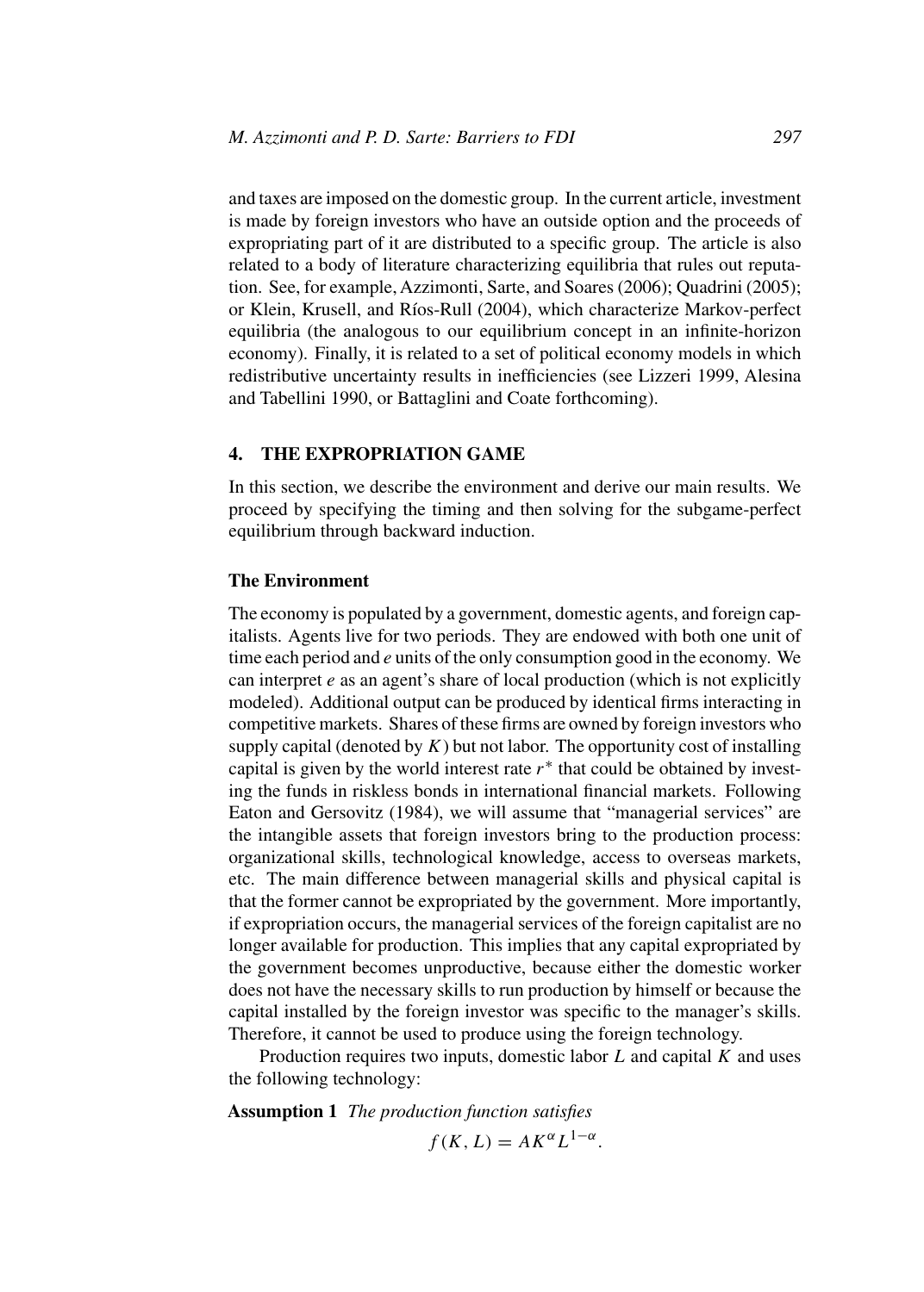and taxes are imposed on the domestic group. In the current article, investment is made by foreign investors who have an outside option and the proceeds of expropriating part of it are distributed to a specific group. The article is also related to a body of literature characterizing equilibria that rules out reputation. See, for example, Azzimonti, Sarte, and Soares (2006); Quadrini (2005); or Klein, Krusell, and Ríos-Rull (2004), which characterize Markov-perfect equilibria (the analogous to our equilibrium concept in an infinite-horizon economy). Finally, it is related to a set of political economy models in which redistributive uncertainty results in inefficiencies (see Lizzeri 1999, Alesina and Tabellini 1990, or Battaglini and Coate forthcoming).

## 4. THE EXPROPRIATION GAME

In this section, we describe the environment and derive our main results. We proceed by specifying the timing and then solving for the subgame-perfect equilibrium through backward induction.

### The Environment

The economy is populated by a government, domestic agents, and foreign capitalists. Agents live for two periods. They are endowed with both one unit of time each period and $e$ units of the only consumption good in the economy. We can interpret $e$ as an agent's share of local production (which is not explicitly modeled). Additional output can be produced by identical firms interacting in competitive markets. Shares of these firms are owned by foreign investors who supply capital (denoted by $K$) but not labor. The opportunity cost of installing capital is given by the world interest rate $r^*$ that could be obtained by investing the funds in riskless bonds in international financial markets. Following Eaton and Gersovitz (1984), we will assume that "managerial services" are the intangible assets that foreign investors bring to the production process: organizational skills, technological knowledge, access to overseas markets, etc. The main difference between managerial skills and physical capital is that the former cannot be expropriated by the government. More importantly, if expropriation occurs, the managerial services of the foreign capitalist are no longer available for production. This implies that any capital expropriated by the government becomes unproductive, because either the domestic worker does not have the necessary skills to run production by himself or because the capital installed by the foreign investor was specific to the manager's skills. Therefore, it cannot be used to produce using the foreign technology.

Production requires two inputs, domestic labor $L$ and capital $K$ and uses the following technology:

**Assumption 1** *The production function satisfies*

$$f(K, L) = AK^{\alpha}L^{1-\alpha}.$$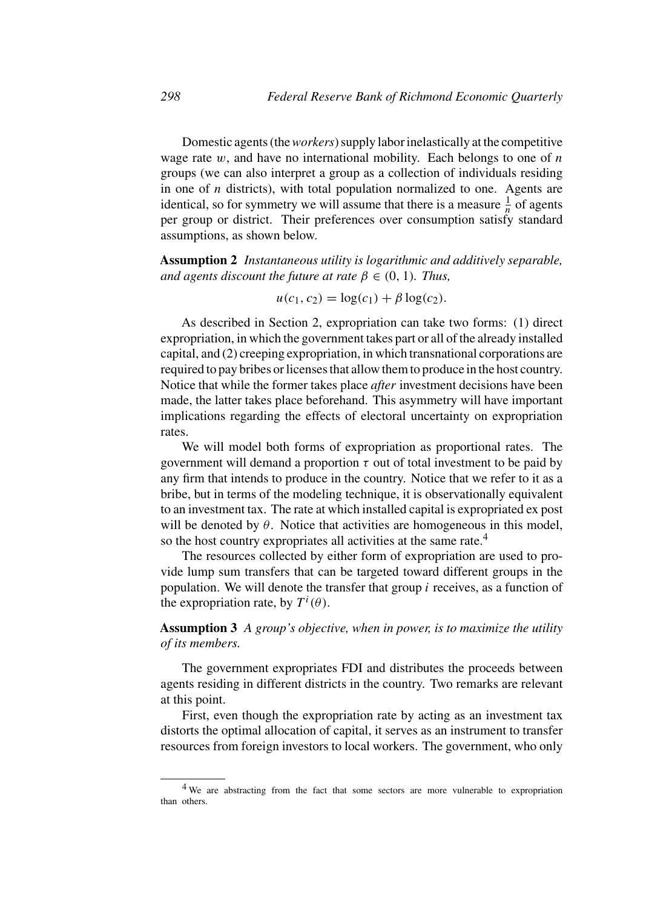Domestic agents (the *workers*) supply labor inelastically at the competitive wage rate $w$, and have no international mobility. Each belongs to one of $n$ groups (we can also interpret a group as a collection of individuals residing in one of $n$ districts), with total population normalized to one. Agents are identical, so for symmetry we will assume that there is a measure $\frac{1}{n}$ of agents per group or district. Their preferences over consumption satisfy standard assumptions, as shown below.

**Assumption 2** *Instantaneous utility is logarithmic and additively separable, and agents discount the future at rate $\beta \in (0, 1)$. Thus,*

$$u(c_1, c_2) = \log(c_1) + \beta \log(c_2).$$

As described in Section 2, expropriation can take two forms: (1) direct expropriation, in which the government takes part or all of the already installed capital, and (2) creeping expropriation, in which transnational corporations are required to pay bribes or licenses that allow them to produce in the host country. Notice that while the former takes place *after* investment decisions have been made, the latter takes place beforehand. This asymmetry will have important implications regarding the effects of electoral uncertainty on expropriation rates.

We will model both forms of expropriation as proportional rates. The government will demand a proportion $\tau$ out of total investment to be paid by any firm that intends to produce in the country. Notice that we refer to it as a bribe, but in terms of the modeling technique, it is observationally equivalent to an investment tax. The rate at which installed capital is expropriated ex post will be denoted by $\theta$. Notice that activities are homogeneous in this model, so the host country expropriates all activities at the same rate.[4]

The resources collected by either form of expropriation are used to provide lump sum transfers that can be targeted toward different groups in the population. We will denote the transfer that group $i$ receives, as a function of the expropriation rate, by $T^i(\theta)$.

**Assumption 3** *A group's objective, when in power, is to maximize the utility of its members.*

The government expropriates FDI and distributes the proceeds between agents residing in different districts in the country. Two remarks are relevant at this point.

First, even though the expropriation rate by acting as an investment tax distorts the optimal allocation of capital, it serves as an instrument to transfer resources from foreign investors to local workers. The government, who only

[4] We are abstracting from the fact that some sectors are more vulnerable to expropriation than others.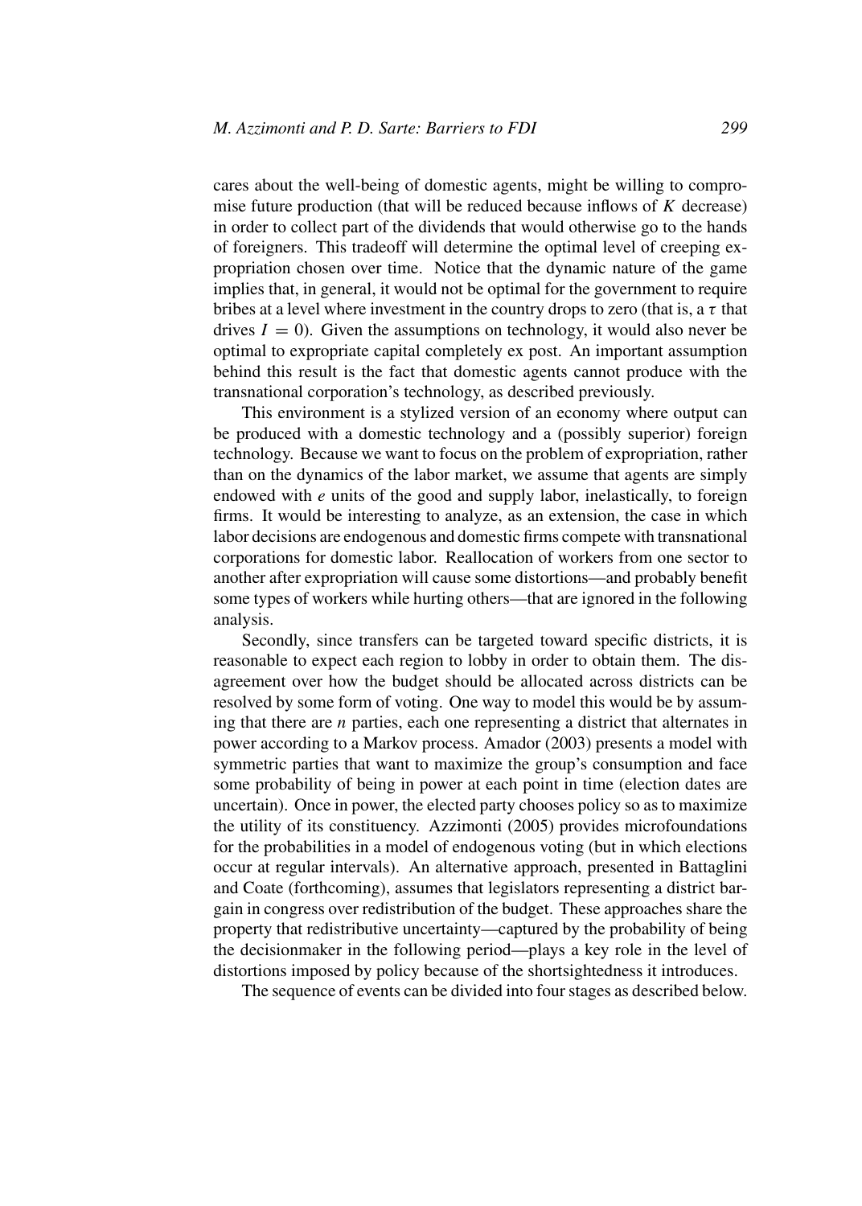cares about the well-being of domestic agents, might be willing to compromise future production (that will be reduced because inflows of $K$ decrease) in order to collect part of the dividends that would otherwise go to the hands of foreigners. This tradeoff will determine the optimal level of creeping expropriation chosen over time. Notice that the dynamic nature of the game implies that, in general, it would not be optimal for the government to require bribes at a level where investment in the country drops to zero (that is, a $\tau$ that drives $I = 0$). Given the assumptions on technology, it would also never be optimal to expropriate capital completely ex post. An important assumption behind this result is the fact that domestic agents cannot produce with the transnational corporation's technology, as described previously.

This environment is a stylized version of an economy where output can be produced with a domestic technology and a (possibly superior) foreign technology. Because we want to focus on the problem of expropriation, rather than on the dynamics of the labor market, we assume that agents are simply endowed with $e$ units of the good and supply labor, inelastically, to foreign firms. It would be interesting to analyze, as an extension, the case in which labor decisions are endogenous and domestic firms compete with transnational corporations for domestic labor. Reallocation of workers from one sector to another after expropriation will cause some distortions—and probably benefit some types of workers while hurting others—that are ignored in the following analysis.

Secondly, since transfers can be targeted toward specific districts, it is reasonable to expect each region to lobby in order to obtain them. The disagreement over how the budget should be allocated across districts can be resolved by some form of voting. One way to model this would be by assuming that there are $n$ parties, each one representing a district that alternates in power according to a Markov process. Amador (2003) presents a model with symmetric parties that want to maximize the group's consumption and face some probability of being in power at each point in time (election dates are uncertain). Once in power, the elected party chooses policy so as to maximize the utility of its constituency. Azzimonti (2005) provides microfoundations for the probabilities in a model of endogenous voting (but in which elections occur at regular intervals). An alternative approach, presented in Battaglini and Coate (forthcoming), assumes that legislators representing a district bargain in congress over redistribution of the budget. These approaches share the property that redistributive uncertainty—captured by the probability of being the decisionmaker in the following period—plays a key role in the level of distortions imposed by policy because of the shortsightedness it introduces.

The sequence of events can be divided into four stages as described below.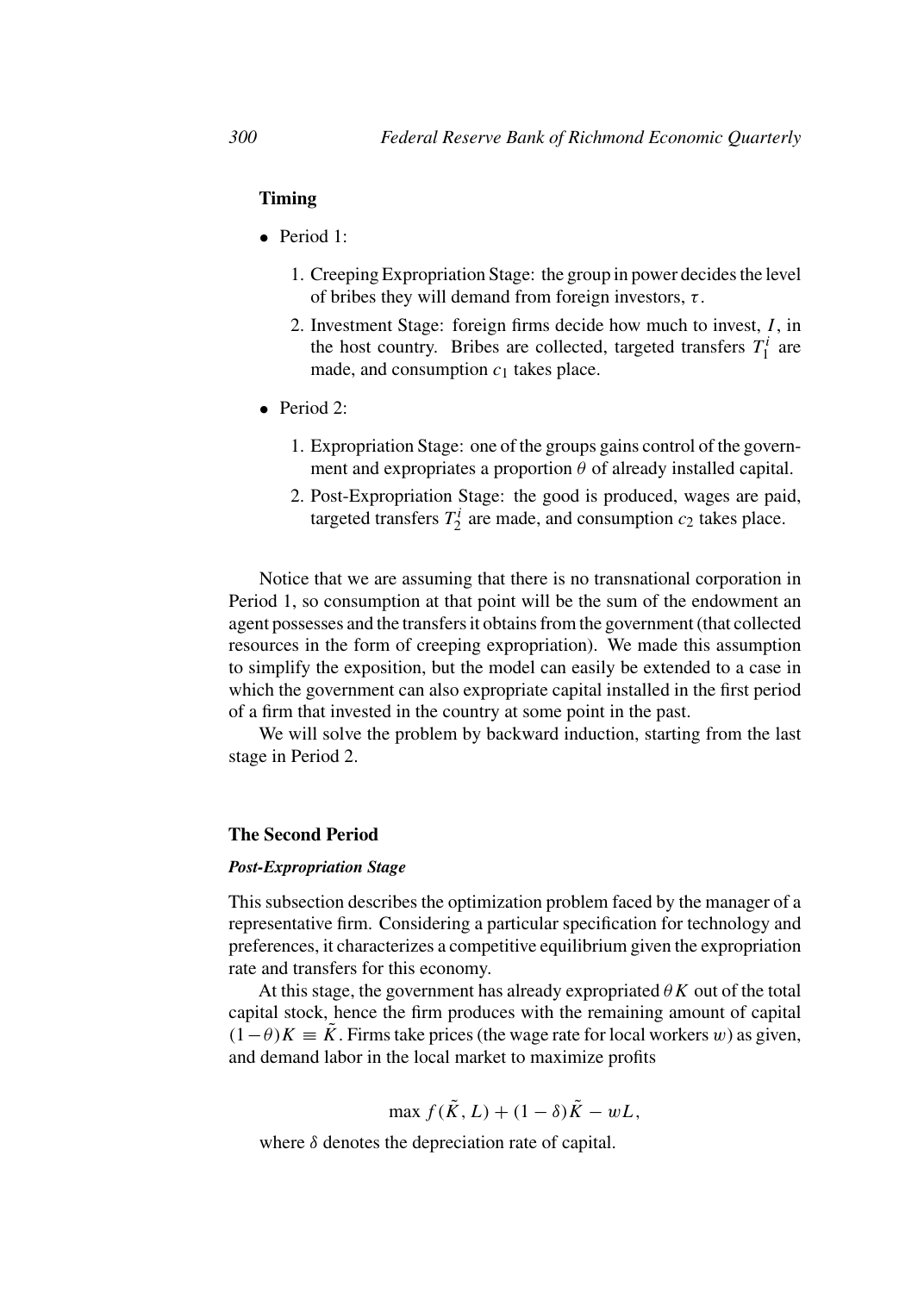### Timing

- Period 1:
  1. Creeping Expropriation Stage: the group in power decides the level of bribes they will demand from foreign investors, $\tau$.
  2. Investment Stage: foreign firms decide how much to invest, $I$, in the host country. Bribes are collected, targeted transfers $T_1^i$ are made, and consumption $c_1$ takes place.
- Period 2:
  1. Expropriation Stage: one of the groups gains control of the government and expropriates a proportion $\theta$ of already installed capital.
  2. Post-Expropriation Stage: the good is produced, wages are paid, targeted transfers $T_2^i$ are made, and consumption $c_2$ takes place.

Notice that we are assuming that there is no transnational corporation in Period 1, so consumption at that point will be the sum of the endowment an agent possesses and the transfers it obtains from the government (that collected resources in the form of creeping expropriation). We made this assumption to simplify the exposition, but the model can easily be extended to a case in which the government can also expropriate capital installed in the first period of a firm that invested in the country at some point in the past.

We will solve the problem by backward induction, starting from the last stage in Period 2.

### The Second Period

#### *Post-Expropriation Stage*

This subsection describes the optimization problem faced by the manager of a representative firm. Considering a particular specification for technology and preferences, it characterizes a competitive equilibrium given the expropriation rate and transfers for this economy.

At this stage, the government has already expropriated $\theta K$ out of the total capital stock, hence the firm produces with the remaining amount of capital $(1-\theta)K \equiv \tilde{K}$. Firms take prices (the wage rate for local workers $w$) as given, and demand labor in the local market to maximize profits

$$\max f(\tilde{K}, L) + (1-\delta)\tilde{K} - wL,$$

where $\delta$ denotes the depreciation rate of capital.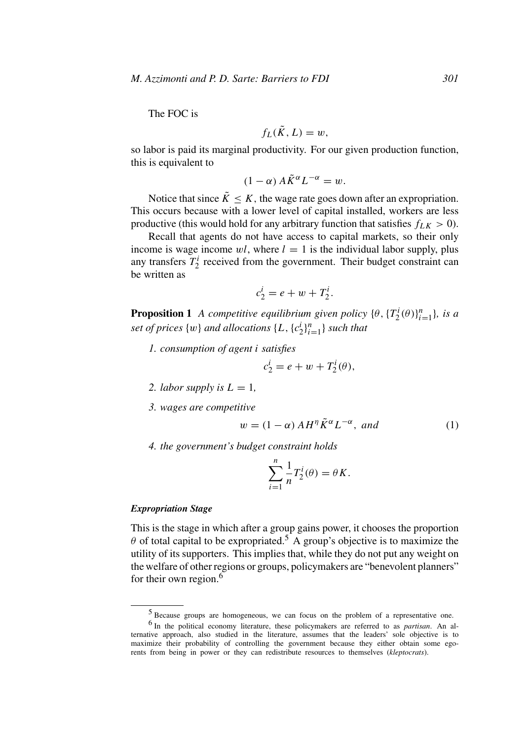The FOC is

$$f_L(\tilde{K}, L) = w,$$

so labor is paid its marginal productivity. For our given production function, this is equivalent to

$$(1 - \alpha) A \tilde{K}^{\alpha} L^{-\alpha} = w.$$

Notice that since $\tilde{K} \leq K$, the wage rate goes down after an expropriation. This occurs because with a lower level of capital installed, workers are less productive (this would hold for any arbitrary function that satisfies $f_{LK} > 0$).

Recall that agents do not have access to capital markets, so their only income is wage income $wl$, where $l = 1$ is the individual labor supply, plus any transfers $T_2^i$ received from the government. Their budget constraint can be written as

$$c_2^i = e + w + T_2^i.$$

**Proposition 1** *A competitive equilibrium given policy* $\{\theta, \{T_2^i(\theta)\}_{i=1}^n\}$*, is a set of prices* $\{w\}$ *and allocations* $\{L, \{c_2^i\}_{i=1}^n\}$ *such that*

1. *consumption of agent i satisfies*

$$c_2^i = e + w + T_2^i(\theta),$$

2. *labor supply is* $L = 1$*,*
3. *wages are competitive*

$$w = (1 - \alpha) A H^{\eta} \tilde{K}^{\alpha} L^{-\alpha}, \text{ and} \tag{1}$$

4. *the government's budget constraint holds*

$$\sum_{i=1}^{n} \frac{1}{n} T_2^i(\theta) = \theta K.$$

***Expropriation Stage***

This is the stage in which after a group gains power, it chooses the proportion $\theta$ of total capital to be expropriated.[5] A group's objective is to maximize the utility of its supporters. This implies that, while they do not put any weight on the welfare of other regions or groups, policymakers are "benevolent planners" for their own region.[6]

[5] Because groups are homogeneous, we can focus on the problem of a representative one.

[6] In the political economy literature, these policymakers are referred to as *partisan*. An alternative approach, also studied in the literature, assumes that the leaders' sole objective is to maximize their probability of controlling the government because they either obtain some ego-rents from being in power or they can redistribute resources to themselves (*kleptocrats*).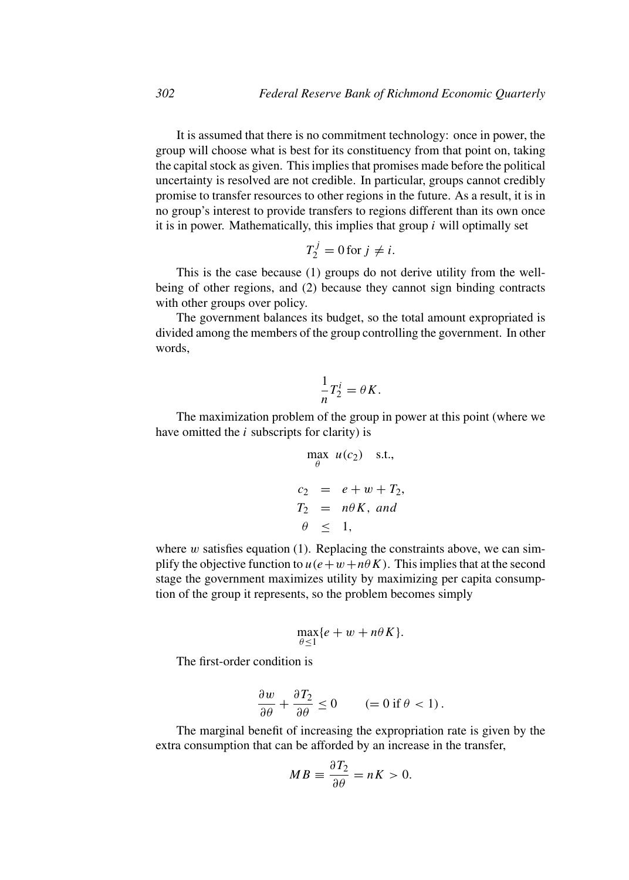It is assumed that there is no commitment technology: once in power, the group will choose what is best for its constituency from that point on, taking the capital stock as given. This implies that promises made before the political uncertainty is resolved are not credible. In particular, groups cannot credibly promise to transfer resources to other regions in the future. As a result, it is in no group's interest to provide transfers to regions different than its own once it is in power. Mathematically, this implies that group $i$ will optimally set

$$T_2^j = 0 \text{ for } j \neq i.$$

This is the case because (1) groups do not derive utility from the well-being of other regions, and (2) because they cannot sign binding contracts with other groups over policy.

The government balances its budget, so the total amount expropriated is divided among the members of the group controlling the government. In other words,

$$\frac{1}{n} T_2^i = \theta K.$$

The maximization problem of the group in power at this point (where we have omitted the $i$ subscripts for clarity) is

$$\max_{\theta} \; u(c_2) \quad \text{s.t.,}$$

$$\begin{aligned} c_2 &= e + w + T_2, \\ T_2 &= n\theta K, \; \textit{and} \\ \theta &\leq 1, \end{aligned}$$

where $w$ satisfies equation (1). Replacing the constraints above, we can simplify the objective function to $u(e+w+n\theta K)$. This implies that at the second stage the government maximizes utility by maximizing per capita consumption of the group it represents, so the problem becomes simply

$$\max_{\theta \leq 1} \{e + w + n\theta K\}.$$

The first-order condition is

$$\frac{\partial w}{\partial \theta} + \frac{\partial T_2}{\partial \theta} \leq 0 \qquad (= 0 \text{ if } \theta < 1).$$

The marginal benefit of increasing the expropriation rate is given by the extra consumption that can be afforded by an increase in the transfer,

$$MB \equiv \frac{\partial T_2}{\partial \theta} = nK > 0.$$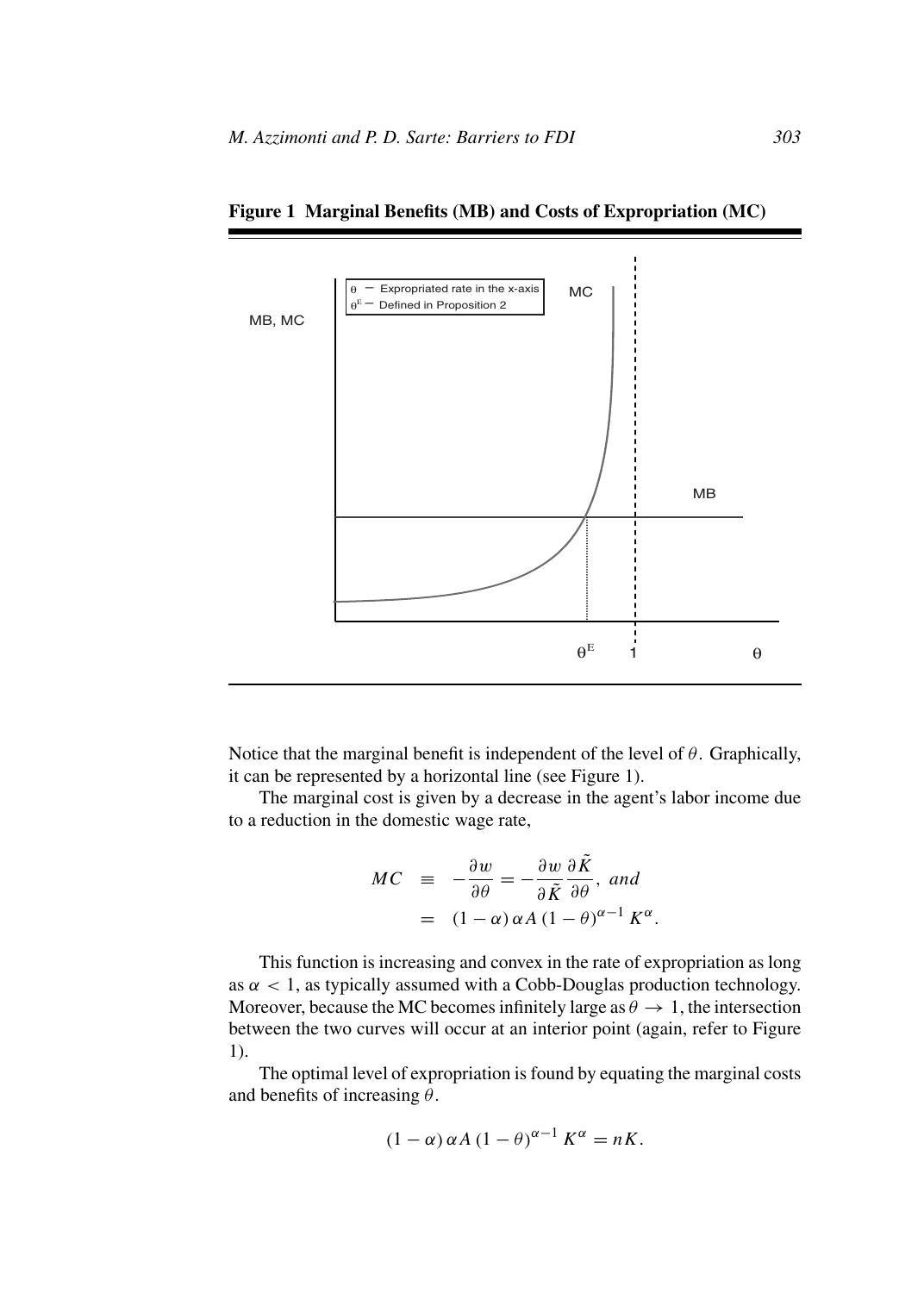**Figure 1 Marginal Benefits (MB) and Costs of Expropriation (MC)**

Notice that the marginal benefit is independent of the level of $\theta$. Graphically, it can be represented by a horizontal line (see Figure 1).

The marginal cost is given by a decrease in the agent's labor income due to a reduction in the domestic wage rate,

$$
\begin{aligned}
MC &\equiv -\frac{\partial w}{\partial \theta} = -\frac{\partial w}{\partial \tilde{K}}\frac{\partial \tilde{K}}{\partial \theta}, \text{ and} \\
&= (1-\alpha)\,\alpha A\,(1-\theta)^{\alpha-1}\,K^{\alpha}.
\end{aligned}
$$

This function is increasing and convex in the rate of expropriation as long as $\alpha < 1$, as typically assumed with a Cobb-Douglas production technology. Moreover, because the MC becomes infinitely large as $\theta \to 1$, the intersection between the two curves will occur at an interior point (again, refer to Figure 1).

The optimal level of expropriation is found by equating the marginal costs and benefits of increasing $\theta$.

$$
(1-\alpha)\,\alpha A\,(1-\theta)^{\alpha-1}\,K^{\alpha} = nK.
$$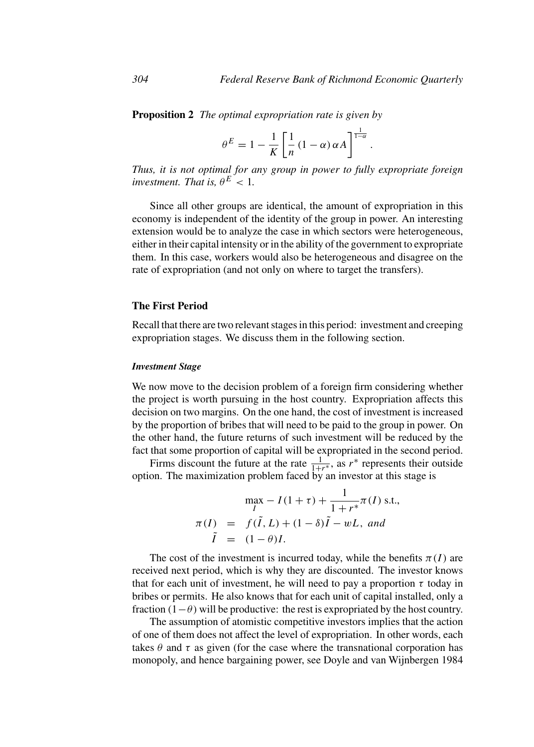**Proposition 2** *The optimal expropriation rate is given by*

$$\theta^E = 1 - \frac{1}{K}\left[\frac{1}{n}(1-\alpha)\alpha A\right]^{\frac{1}{1-\alpha}}.$$

*Thus, it is not optimal for any group in power to fully expropriate foreign investment. That is, $\theta^E < 1$.*

Since all other groups are identical, the amount of expropriation in this economy is independent of the identity of the group in power. An interesting extension would be to analyze the case in which sectors were heterogeneous, either in their capital intensity or in the ability of the government to expropriate them. In this case, workers would also be heterogeneous and disagree on the rate of expropriation (and not only on where to target the transfers).

## The First Period

Recall that there are two relevant stages in this period: investment and creeping expropriation stages. We discuss them in the following section.

### *Investment Stage*

We now move to the decision problem of a foreign firm considering whether the project is worth pursuing in the host country. Expropriation affects this decision on two margins. On the one hand, the cost of investment is increased by the proportion of bribes that will need to be paid to the group in power. On the other hand, the future returns of such investment will be reduced by the fact that some proportion of capital will be expropriated in the second period.

Firms discount the future at the rate $\frac{1}{1+r^*}$, as $r^*$ represents their outside option. The maximization problem faced by an investor at this stage is

$$\max_I - I(1+\tau) + \frac{1}{1+r^*}\pi(I) \text{ s.t.,}$$

$$\pi(I) = f(\tilde{I}, L) + (1-\delta)\tilde{I} - wL, \textit{ and}$$

$$\tilde{I} = (1-\theta)I.$$

The cost of the investment is incurred today, while the benefits $\pi(I)$ are received next period, which is why they are discounted. The investor knows that for each unit of investment, he will need to pay a proportion $\tau$ today in bribes or permits. He also knows that for each unit of capital installed, only a fraction $(1-\theta)$ will be productive: the rest is expropriated by the host country.

The assumption of atomistic competitive investors implies that the action of one of them does not affect the level of expropriation. In other words, each takes $\theta$ and $\tau$ as given (for the case where the transnational corporation has monopoly, and hence bargaining power, see Doyle and van Wijnbergen 1984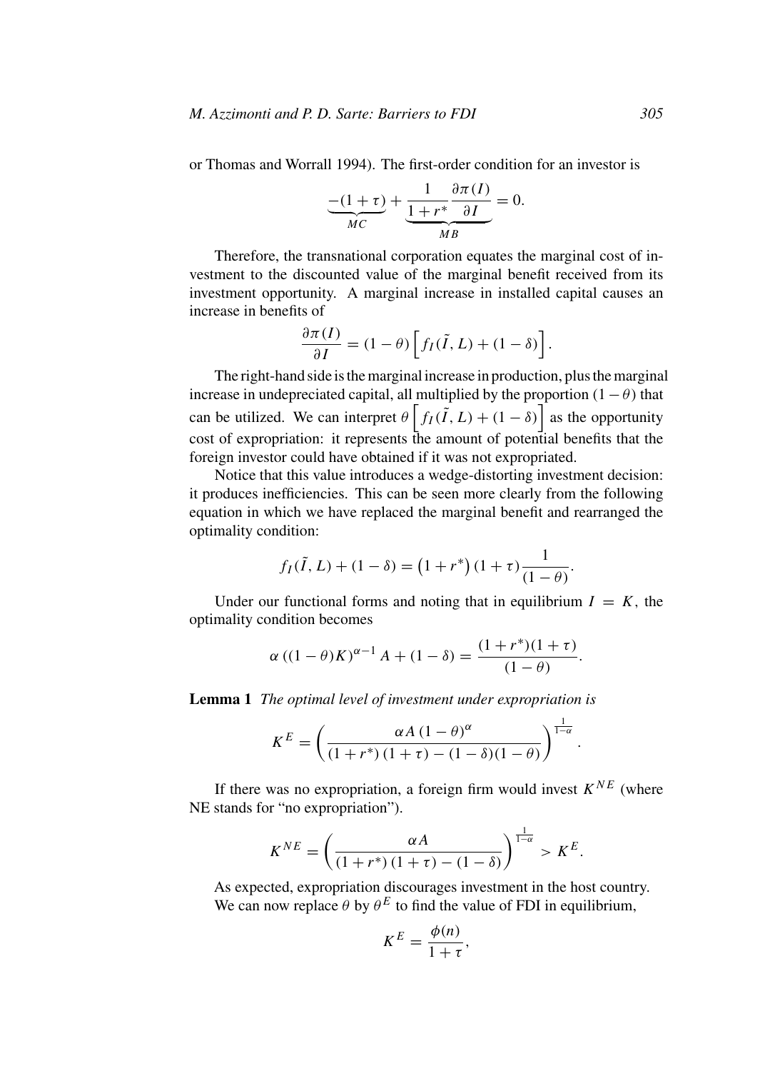or Thomas and Worrall 1994). The first-order condition for an investor is

$$\underbrace{-(1+\tau)}_{MC} + \underbrace{\frac{1}{1+r^*}\frac{\partial \pi(I)}{\partial I}}_{MB} = 0.$$

Therefore, the transnational corporation equates the marginal cost of investment to the discounted value of the marginal benefit received from its investment opportunity. A marginal increase in installed capital causes an increase in benefits of

$$\frac{\partial \pi(I)}{\partial I} = (1-\theta)\left[f_I(\tilde{I}, L) + (1-\delta)\right].$$

The right-hand side is the marginal increase in production, plus the marginal increase in undepreciated capital, all multiplied by the proportion $(1-\theta)$ that can be utilized. We can interpret $\theta\left[f_I(\tilde{I}, L) + (1-\delta)\right]$ as the opportunity cost of expropriation: it represents the amount of potential benefits that the foreign investor could have obtained if it was not expropriated.

Notice that this value introduces a wedge-distorting investment decision: it produces inefficiencies. This can be seen more clearly from the following equation in which we have replaced the marginal benefit and rearranged the optimality condition:

$$f_I(\tilde{I}, L) + (1-\delta) = \left(1+r^*\right)(1+\tau)\frac{1}{(1-\theta)}.$$

Under our functional forms and noting that in equilibrium $I = K$, the optimality condition becomes

$$\alpha\left((1-\theta)K\right)^{\alpha-1} A + (1-\delta) = \frac{(1+r^*)(1+\tau)}{(1-\theta)}.$$

**Lemma 1** *The optimal level of investment under expropriation is*

$$K^E = \left(\frac{\alpha A\,(1-\theta)^\alpha}{(1+r^*)\,(1+\tau) - (1-\delta)(1-\theta)}\right)^{\frac{1}{1-\alpha}}.$$

If there was no expropriation, a foreign firm would invest $K^{NE}$ (where NE stands for "no expropriation").

$$K^{NE} = \left(\frac{\alpha A}{(1+r^*)\,(1+\tau) - (1-\delta)}\right)^{\frac{1}{1-\alpha}} > K^E.$$

As expected, expropriation discourages investment in the host country. We can now replace $\theta$ by $\theta^E$ to find the value of FDI in equilibrium,

$$K^E = \frac{\phi(n)}{1+\tau},$$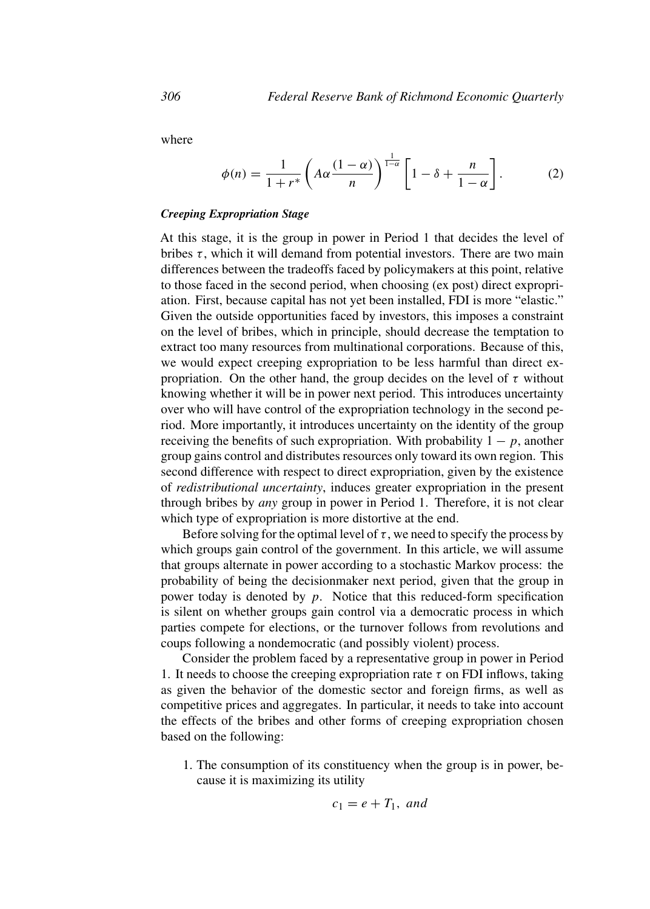where

$$\phi(n) = \frac{1}{1+r^*}\left(A\alpha\frac{(1-\alpha)}{n}\right)^{\frac{1}{1-\alpha}}\left[1-\delta+\frac{n}{1-\alpha}\right]. \tag{2}$$

***Creeping Expropriation Stage***

At this stage, it is the group in power in Period 1 that decides the level of bribes $\tau$, which it will demand from potential investors. There are two main differences between the tradeoffs faced by policymakers at this point, relative to those faced in the second period, when choosing (ex post) direct expropriation. First, because capital has not yet been installed, FDI is more "elastic." Given the outside opportunities faced by investors, this imposes a constraint on the level of bribes, which in principle, should decrease the temptation to extract too many resources from multinational corporations. Because of this, we would expect creeping expropriation to be less harmful than direct expropriation. On the other hand, the group decides on the level of $\tau$ without knowing whether it will be in power next period. This introduces uncertainty over who will have control of the expropriation technology in the second period. More importantly, it introduces uncertainty on the identity of the group receiving the benefits of such expropriation. With probability $1-p$, another group gains control and distributes resources only toward its own region. This second difference with respect to direct expropriation, given by the existence of *redistributional uncertainty*, induces greater expropriation in the present through bribes by *any* group in power in Period 1. Therefore, it is not clear which type of expropriation is more distortive at the end.

Before solving for the optimal level of $\tau$, we need to specify the process by which groups gain control of the government. In this article, we will assume that groups alternate in power according to a stochastic Markov process: the probability of being the decisionmaker next period, given that the group in power today is denoted by $p$. Notice that this reduced-form specification is silent on whether groups gain control via a democratic process in which parties compete for elections, or the turnover follows from revolutions and coups following a nondemocratic (and possibly violent) process.

Consider the problem faced by a representative group in power in Period 1. It needs to choose the creeping expropriation rate $\tau$ on FDI inflows, taking as given the behavior of the domestic sector and foreign firms, as well as competitive prices and aggregates. In particular, it needs to take into account the effects of the bribes and other forms of creeping expropriation chosen based on the following:

1. The consumption of its constituency when the group is in power, because it is maximizing its utility

$$c_1 = e + T_1, \ \textit{and}$$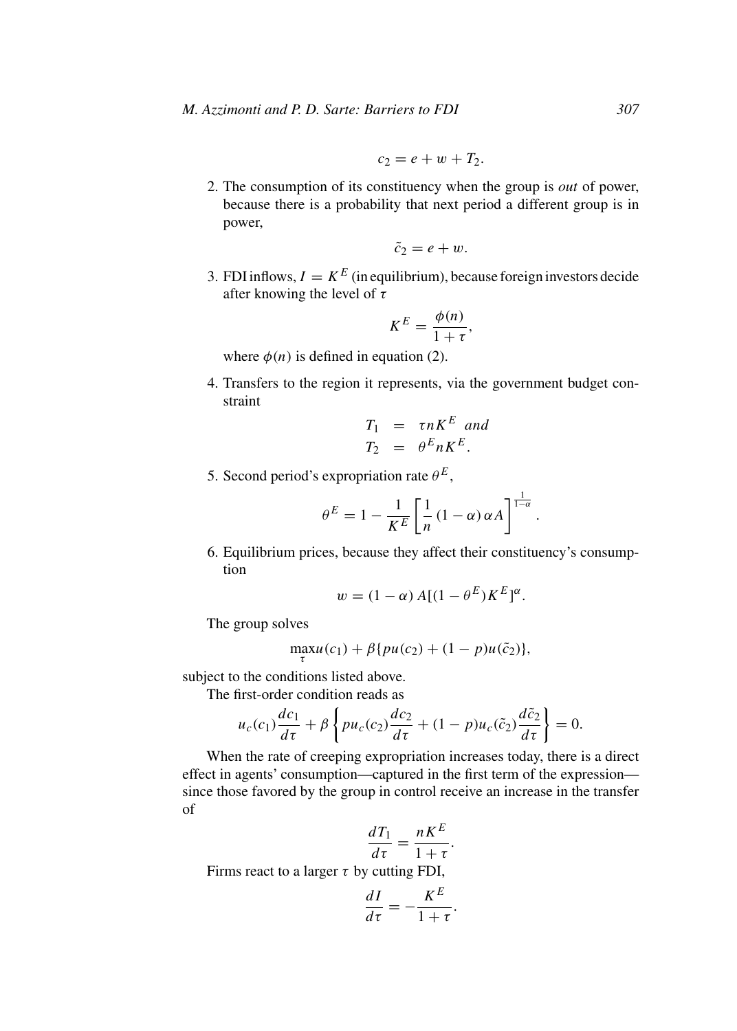$$c_2 = e + w + T_2.$$

2. The consumption of its constituency when the group is *out* of power, because there is a probability that next period a different group is in power,

$$\tilde{c}_2 = e + w.$$

3. FDI inflows, $I = K^E$ (in equilibrium), because foreign investors decide after knowing the level of $\tau$

$$K^E = \frac{\phi(n)}{1+\tau},$$

where $\phi(n)$ is defined in equation (2).

4. Transfers to the region it represents, via the government budget constraint

$$\begin{aligned} T_1 &= \tau n K^E \ \textit{and} \\ T_2 &= \theta^E n K^E. \end{aligned}$$

5. Second period's expropriation rate $\theta^E$,

$$\theta^E = 1 - \frac{1}{K^E}\left[\frac{1}{n}(1-\alpha)\alpha A\right]^{\frac{1}{1-\alpha}}.$$

6. Equilibrium prices, because they affect their constituency's consumption

$$w = (1-\alpha) A[(1-\theta^E)K^E]^{\alpha}.$$

The group solves

$$\max_{\tau} u(c_1) + \beta\{pu(c_2) + (1-p)u(\tilde{c}_2)\},$$

subject to the conditions listed above.

The first-order condition reads as

$$u_c(c_1)\frac{dc_1}{d\tau} + \beta\left\{pu_c(c_2)\frac{dc_2}{d\tau} + (1-p)u_c(\tilde{c}_2)\frac{d\tilde{c}_2}{d\tau}\right\} = 0.$$

When the rate of creeping expropriation increases today, there is a direct effect in agents' consumption—captured in the first term of the expression—since those favored by the group in control receive an increase in the transfer of

$$\frac{dT_1}{d\tau} = \frac{nK^E}{1+\tau}.$$

Firms react to a larger $\tau$ by cutting FDI,

$$\frac{dI}{d\tau} = -\frac{K^E}{1+\tau}.$$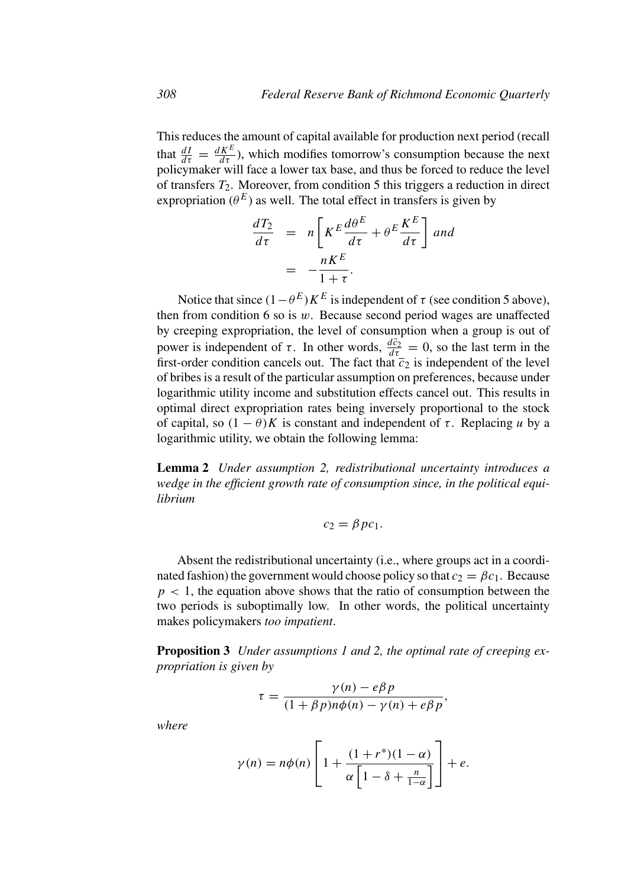This reduces the amount of capital available for production next period (recall that $\frac{dI}{d\tau} = \frac{dK^E}{d\tau}$), which modifies tomorrow's consumption because the next policymaker will face a lower tax base, and thus be forced to reduce the level of transfers $T_2$. Moreover, from condition 5 this triggers a reduction in direct expropriation ($\theta^E$) as well. The total effect in transfers is given by

$$\begin{aligned}\frac{dT_2}{d\tau} &= n\left[K^E\frac{d\theta^E}{d\tau} + \theta^E\frac{K^E}{d\tau}\right] \text{ and} \\ &= -\frac{nK^E}{1+\tau}.\end{aligned}$$

Notice that since $(1-\theta^E)K^E$ is independent of $\tau$ (see condition 5 above), then from condition 6 so is $w$. Because second period wages are unaffected by creeping expropriation, the level of consumption when a group is out of power is independent of $\tau$. In other words, $\frac{d\bar{c}_2}{d\tau} = 0$, so the last term in the first-order condition cancels out. The fact that $\bar{c}_2$ is independent of the level of bribes is a result of the particular assumption on preferences, because under logarithmic utility income and substitution effects cancel out. This results in optimal direct expropriation rates being inversely proportional to the stock of capital, so $(1-\theta)K$ is constant and independent of $\tau$. Replacing $u$ by a logarithmic utility, we obtain the following lemma:

**Lemma 2** *Under assumption 2, redistributional uncertainty introduces a wedge in the efficient growth rate of consumption since, in the political equilibrium*

$$c_2 = \beta p c_1.$$

Absent the redistributional uncertainty (i.e., where groups act in a coordinated fashion) the government would choose policy so that $c_2 = \beta c_1$. Because $p < 1$, the equation above shows that the ratio of consumption between the two periods is suboptimally low. In other words, the political uncertainty makes policymakers *too impatient*.

**Proposition 3** *Under assumptions 1 and 2, the optimal rate of creeping expropriation is given by*

$$\tau = \frac{\gamma(n) - e\beta p}{(1+\beta p)n\phi(n) - \gamma(n) + e\beta p},$$

*where*

$$\gamma(n) = n\phi(n)\left[1 + \frac{(1+r^*)(1-\alpha)}{\alpha\left[1-\delta+\frac{n}{1-\alpha}\right]}\right] + e.$$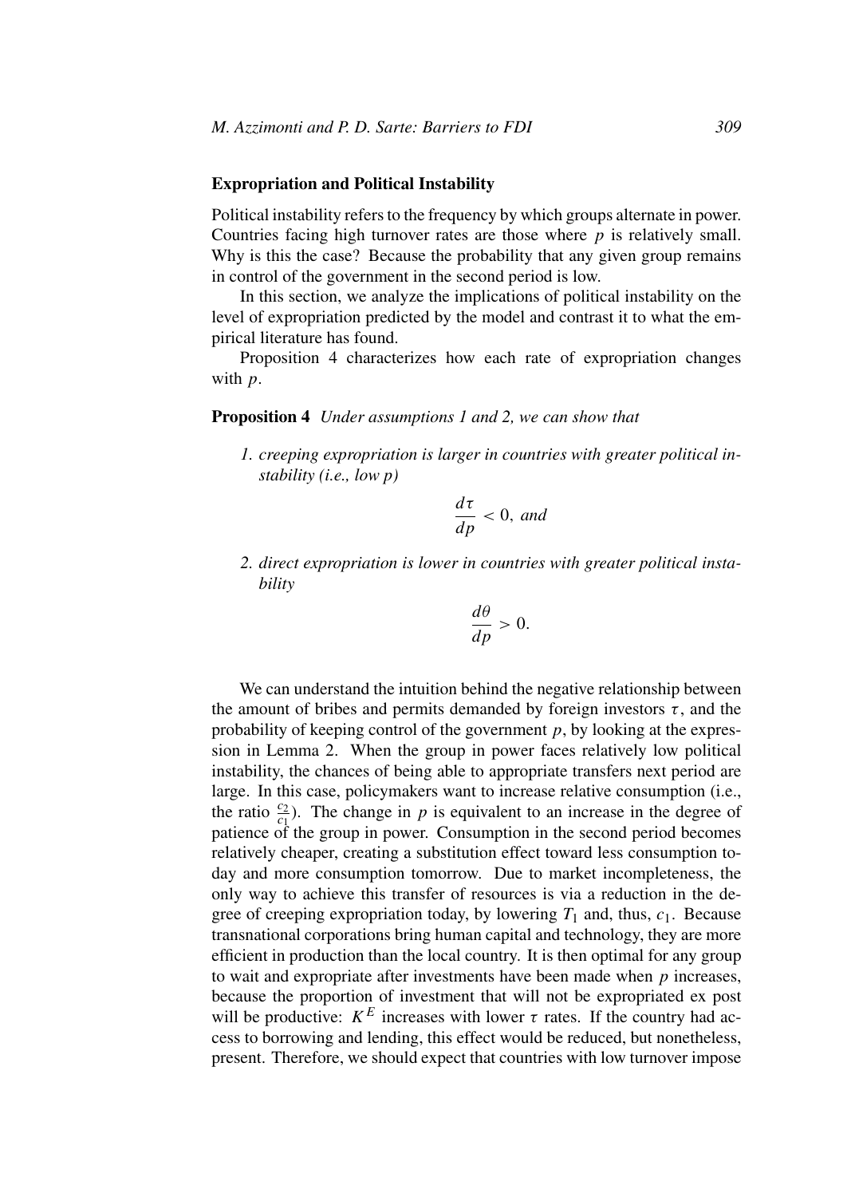### Expropriation and Political Instability

Political instability refers to the frequency by which groups alternate in power. Countries facing high turnover rates are those where $p$ is relatively small. Why is this the case? Because the probability that any given group remains in control of the government in the second period is low.

In this section, we analyze the implications of political instability on the level of expropriation predicted by the model and contrast it to what the empirical literature has found.

Proposition 4 characterizes how each rate of expropriation changes with $p$.

**Proposition 4** *Under assumptions 1 and 2, we can show that*

1. *creeping expropriation is larger in countries with greater political instability (i.e., low p)*

$$\frac{d\tau}{dp} < 0, \text{ and}$$

2. *direct expropriation is lower in countries with greater political instability*

$$\frac{d\theta}{dp} > 0.$$

We can understand the intuition behind the negative relationship between the amount of bribes and permits demanded by foreign investors $\tau$, and the probability of keeping control of the government $p$, by looking at the expression in Lemma 2. When the group in power faces relatively low political instability, the chances of being able to appropriate transfers next period are large. In this case, policymakers want to increase relative consumption (i.e., the ratio $\frac{c_2}{c_1}$). The change in $p$ is equivalent to an increase in the degree of patience of the group in power. Consumption in the second period becomes relatively cheaper, creating a substitution effect toward less consumption today and more consumption tomorrow. Due to market incompleteness, the only way to achieve this transfer of resources is via a reduction in the degree of creeping expropriation today, by lowering $T_1$ and, thus, $c_1$. Because transnational corporations bring human capital and technology, they are more efficient in production than the local country. It is then optimal for any group to wait and expropriate after investments have been made when $p$ increases, because the proportion of investment that will not be expropriated ex post will be productive: $K^E$ increases with lower $\tau$ rates. If the country had access to borrowing and lending, this effect would be reduced, but nonetheless, present. Therefore, we should expect that countries with low turnover impose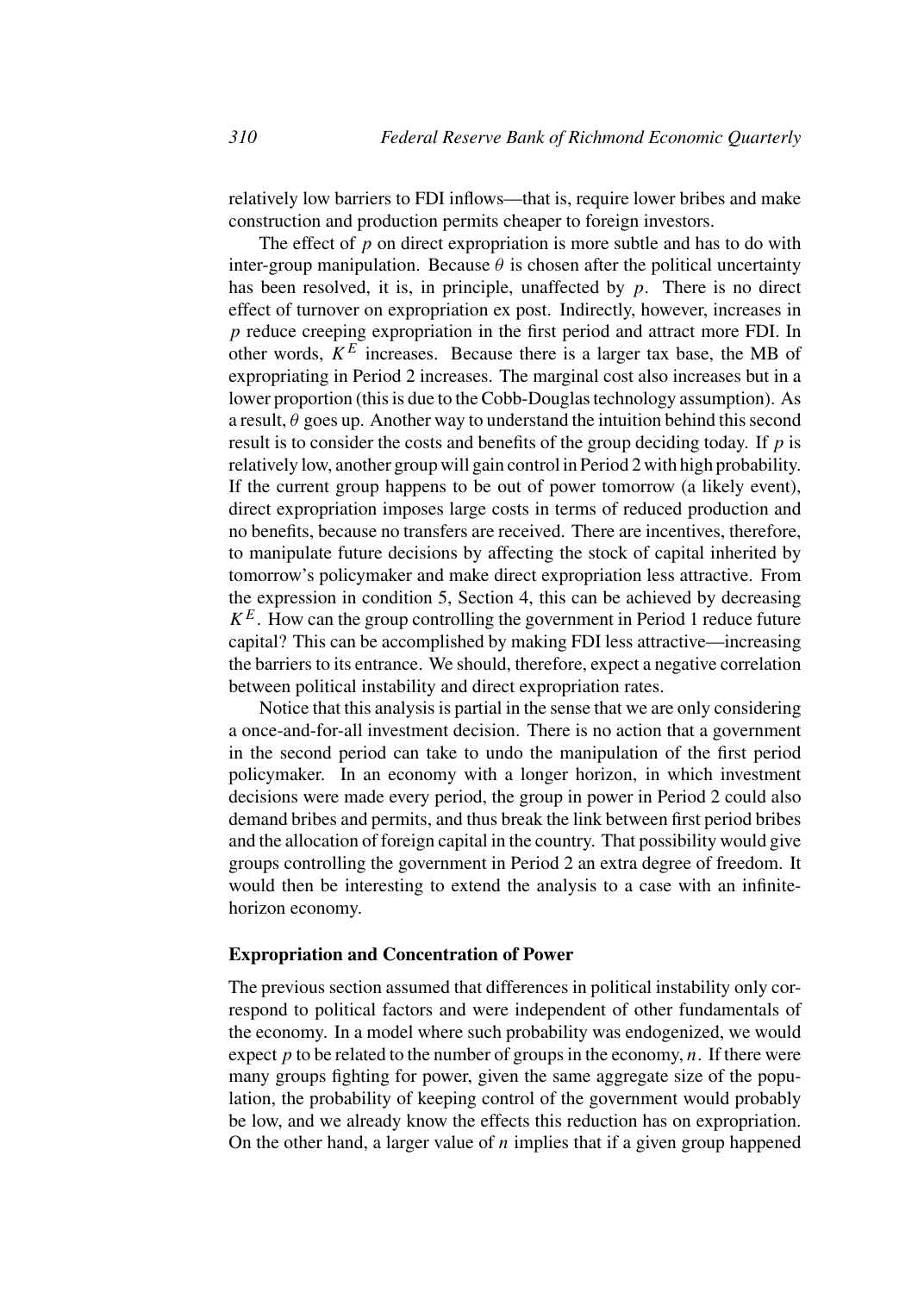relatively low barriers to FDI inflows—that is, require lower bribes and make construction and production permits cheaper to foreign investors.

The effect of $p$ on direct expropriation is more subtle and has to do with inter-group manipulation. Because $\theta$ is chosen after the political uncertainty has been resolved, it is, in principle, unaffected by $p$. There is no direct effect of turnover on expropriation ex post. Indirectly, however, increases in $p$ reduce creeping expropriation in the first period and attract more FDI. In other words, $K^E$ increases. Because there is a larger tax base, the MB of expropriating in Period 2 increases. The marginal cost also increases but in a lower proportion (this is due to the Cobb-Douglas technology assumption). As a result, $\theta$ goes up. Another way to understand the intuition behind this second result is to consider the costs and benefits of the group deciding today. If $p$ is relatively low, another group will gain control in Period 2 with high probability. If the current group happens to be out of power tomorrow (a likely event), direct expropriation imposes large costs in terms of reduced production and no benefits, because no transfers are received. There are incentives, therefore, to manipulate future decisions by affecting the stock of capital inherited by tomorrow's policymaker and make direct expropriation less attractive. From the expression in condition 5, Section 4, this can be achieved by decreasing $K^E$. How can the group controlling the government in Period 1 reduce future capital? This can be accomplished by making FDI less attractive—increasing the barriers to its entrance. We should, therefore, expect a negative correlation between political instability and direct expropriation rates.

Notice that this analysis is partial in the sense that we are only considering a once-and-for-all investment decision. There is no action that a government in the second period can take to undo the manipulation of the first period policymaker. In an economy with a longer horizon, in which investment decisions were made every period, the group in power in Period 2 could also demand bribes and permits, and thus break the link between first period bribes and the allocation of foreign capital in the country. That possibility would give groups controlling the government in Period 2 an extra degree of freedom. It would then be interesting to extend the analysis to a case with an infinite-horizon economy.

### Expropriation and Concentration of Power

The previous section assumed that differences in political instability only correspond to political factors and were independent of other fundamentals of the economy. In a model where such probability was endogenized, we would expect $p$ to be related to the number of groups in the economy, $n$. If there were many groups fighting for power, given the same aggregate size of the population, the probability of keeping control of the government would probably be low, and we already know the effects this reduction has on expropriation. On the other hand, a larger value of $n$ implies that if a given group happened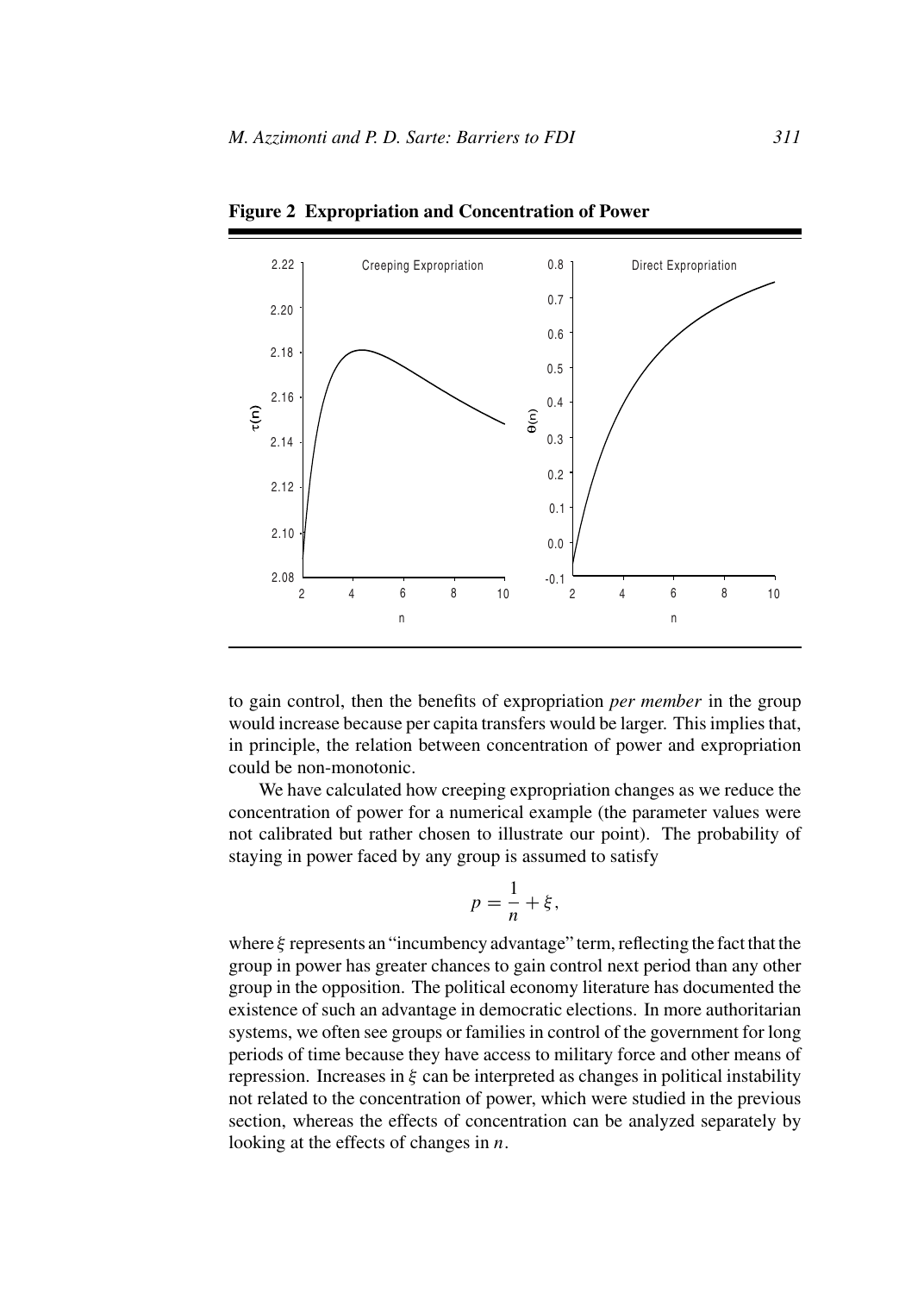**Figure 2 Expropriation and Concentration of Power**

to gain control, then the benefits of expropriation *per member* in the group would increase because per capita transfers would be larger. This implies that, in principle, the relation between concentration of power and expropriation could be non-monotonic.

We have calculated how creeping expropriation changes as we reduce the concentration of power for a numerical example (the parameter values were not calibrated but rather chosen to illustrate our point). The probability of staying in power faced by any group is assumed to satisfy

$$p = \frac{1}{n} + \xi,$$

where $\xi$ represents an "incumbency advantage" term, reflecting the fact that the group in power has greater chances to gain control next period than any other group in the opposition. The political economy literature has documented the existence of such an advantage in democratic elections. In more authoritarian systems, we often see groups or families in control of the government for long periods of time because they have access to military force and other means of repression. Increases in $\xi$ can be interpreted as changes in political instability not related to the concentration of power, which were studied in the previous section, whereas the effects of concentration can be analyzed separately by looking at the effects of changes in $n$.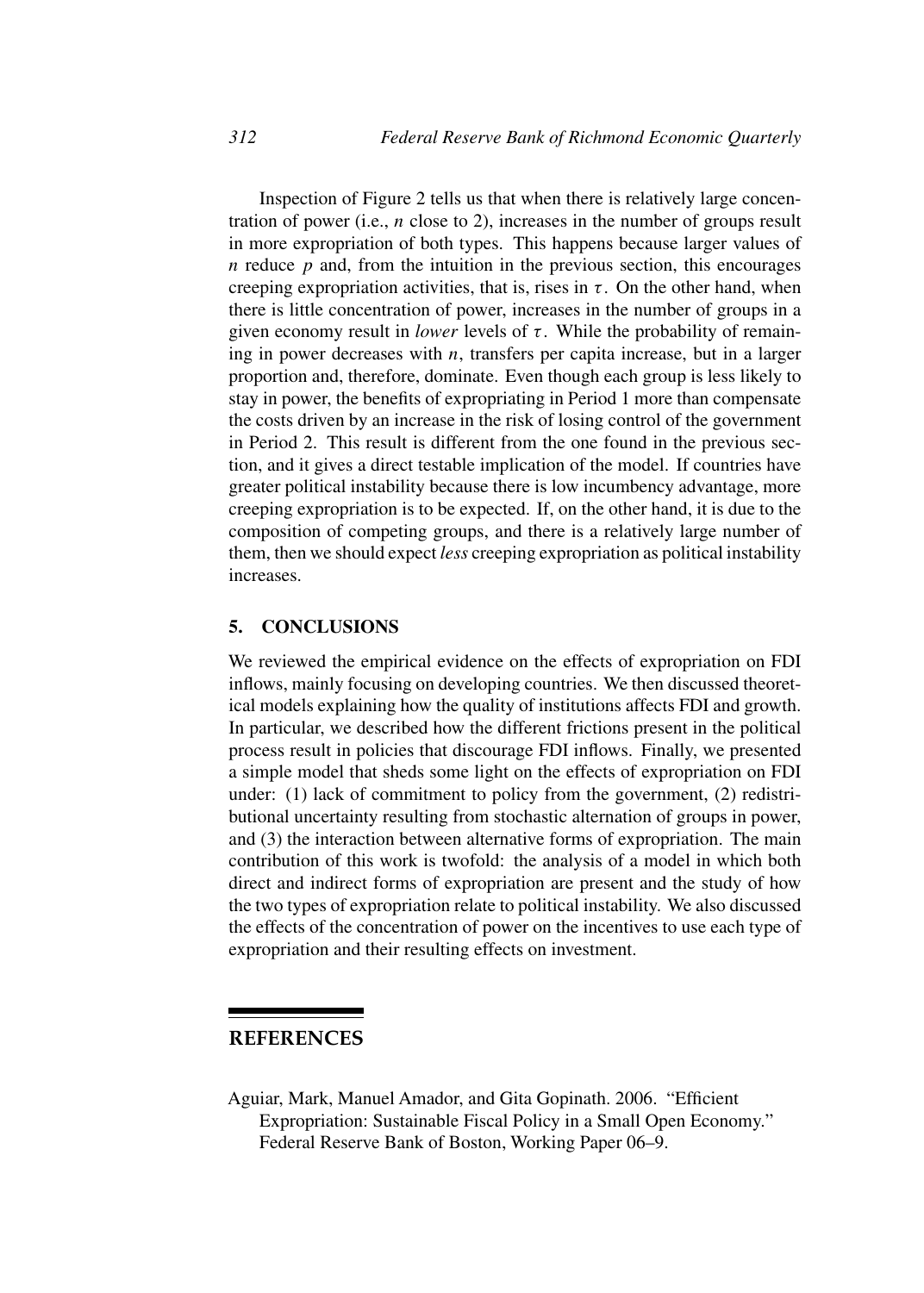Inspection of Figure 2 tells us that when there is relatively large concentration of power (i.e., $n$ close to 2), increases in the number of groups result in more expropriation of both types. This happens because larger values of $n$ reduce $p$ and, from the intuition in the previous section, this encourages creeping expropriation activities, that is, rises in $\tau$. On the other hand, when there is little concentration of power, increases in the number of groups in a given economy result in *lower* levels of $\tau$. While the probability of remaining in power decreases with $n$, transfers per capita increase, but in a larger proportion and, therefore, dominate. Even though each group is less likely to stay in power, the benefits of expropriating in Period 1 more than compensate the costs driven by an increase in the risk of losing control of the government in Period 2. This result is different from the one found in the previous section, and it gives a direct testable implication of the model. If countries have greater political instability because there is low incumbency advantage, more creeping expropriation is to be expected. If, on the other hand, it is due to the composition of competing groups, and there is a relatively large number of them, then we should expect *less* creeping expropriation as political instability increases.

## 5. CONCLUSIONS

We reviewed the empirical evidence on the effects of expropriation on FDI inflows, mainly focusing on developing countries. We then discussed theoretical models explaining how the quality of institutions affects FDI and growth. In particular, we described how the different frictions present in the political process result in policies that discourage FDI inflows. Finally, we presented a simple model that sheds some light on the effects of expropriation on FDI under: (1) lack of commitment to policy from the government, (2) redistributional uncertainty resulting from stochastic alternation of groups in power, and (3) the interaction between alternative forms of expropriation. The main contribution of this work is twofold: the analysis of a model in which both direct and indirect forms of expropriation are present and the study of how the two types of expropriation relate to political instability. We also discussed the effects of the concentration of power on the incentives to use each type of expropriation and their resulting effects on investment.

## REFERENCES

Aguiar, Mark, Manuel Amador, and Gita Gopinath. 2006. "Efficient Expropriation: Sustainable Fiscal Policy in a Small Open Economy." Federal Reserve Bank of Boston, Working Paper 06–9.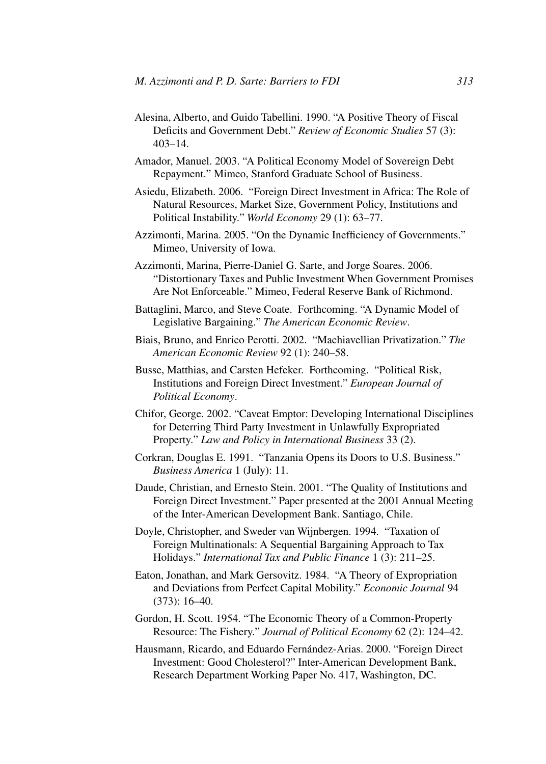Alesina, Alberto, and Guido Tabellini. 1990. "A Positive Theory of Fiscal Deficits and Government Debt." *Review of Economic Studies* 57 (3): 403–14.

Amador, Manuel. 2003. "A Political Economy Model of Sovereign Debt Repayment." Mimeo, Stanford Graduate School of Business.

Asiedu, Elizabeth. 2006. "Foreign Direct Investment in Africa: The Role of Natural Resources, Market Size, Government Policy, Institutions and Political Instability." *World Economy* 29 (1): 63–77.

Azzimonti, Marina. 2005. "On the Dynamic Inefficiency of Governments." Mimeo, University of Iowa.

Azzimonti, Marina, Pierre-Daniel G. Sarte, and Jorge Soares. 2006. "Distortionary Taxes and Public Investment When Government Promises Are Not Enforceable." Mimeo, Federal Reserve Bank of Richmond.

Battaglini, Marco, and Steve Coate. Forthcoming. "A Dynamic Model of Legislative Bargaining." *The American Economic Review*.

Biais, Bruno, and Enrico Perotti. 2002. "Machiavellian Privatization." *The American Economic Review* 92 (1): 240–58.

Busse, Matthias, and Carsten Hefeker. Forthcoming. "Political Risk, Institutions and Foreign Direct Investment." *European Journal of Political Economy*.

Chifor, George. 2002. "Caveat Emptor: Developing International Disciplines for Deterring Third Party Investment in Unlawfully Expropriated Property." *Law and Policy in International Business* 33 (2).

Corkran, Douglas E. 1991. "Tanzania Opens its Doors to U.S. Business." *Business America* 1 (July): 11.

Daude, Christian, and Ernesto Stein. 2001. "The Quality of Institutions and Foreign Direct Investment." Paper presented at the 2001 Annual Meeting of the Inter-American Development Bank. Santiago, Chile.

Doyle, Christopher, and Sweder van Wijnbergen. 1994. "Taxation of Foreign Multinationals: A Sequential Bargaining Approach to Tax Holidays." *International Tax and Public Finance* 1 (3): 211–25.

Eaton, Jonathan, and Mark Gersovitz. 1984. "A Theory of Expropriation and Deviations from Perfect Capital Mobility." *Economic Journal* 94 (373): 16–40.

Gordon, H. Scott. 1954. "The Economic Theory of a Common-Property Resource: The Fishery." *Journal of Political Economy* 62 (2): 124–42.

Hausmann, Ricardo, and Eduardo Fernández-Arias. 2000. "Foreign Direct Investment: Good Cholesterol?" Inter-American Development Bank, Research Department Working Paper No. 417, Washington, DC.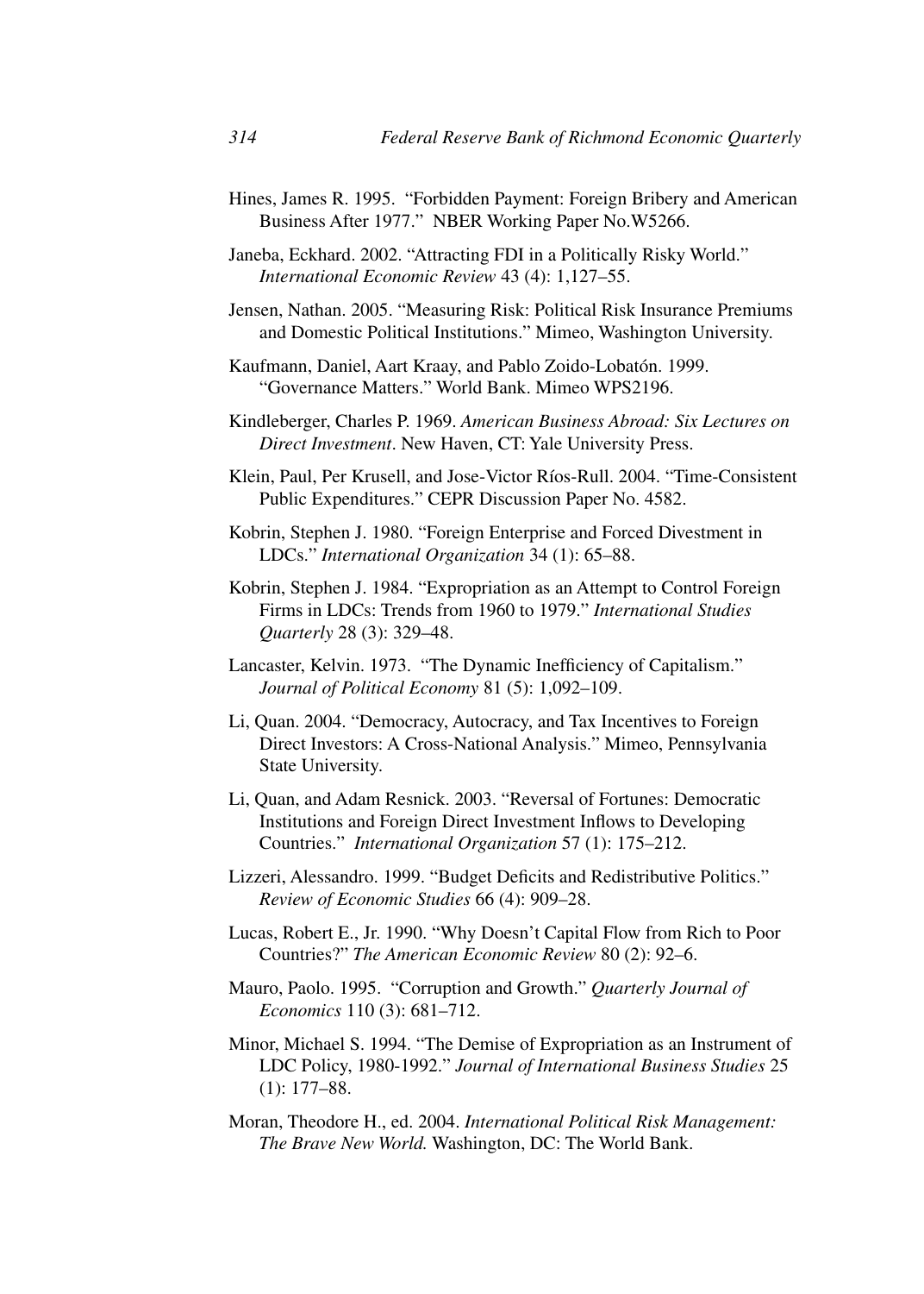Hines, James R. 1995. "Forbidden Payment: Foreign Bribery and American Business After 1977." NBER Working Paper No.W5266.

Janeba, Eckhard. 2002. "Attracting FDI in a Politically Risky World." *International Economic Review* 43 (4): 1,127–55.

Jensen, Nathan. 2005. "Measuring Risk: Political Risk Insurance Premiums and Domestic Political Institutions." Mimeo, Washington University.

Kaufmann, Daniel, Aart Kraay, and Pablo Zoido-Lobatón. 1999. "Governance Matters." World Bank. Mimeo WPS2196.

Kindleberger, Charles P. 1969. *American Business Abroad: Six Lectures on Direct Investment*. New Haven, CT: Yale University Press.

Klein, Paul, Per Krusell, and Jose-Victor Ríos-Rull. 2004. "Time-Consistent Public Expenditures." CEPR Discussion Paper No. 4582.

Kobrin, Stephen J. 1980. "Foreign Enterprise and Forced Divestment in LDCs." *International Organization* 34 (1): 65–88.

Kobrin, Stephen J. 1984. "Expropriation as an Attempt to Control Foreign Firms in LDCs: Trends from 1960 to 1979." *International Studies Quarterly* 28 (3): 329–48.

Lancaster, Kelvin. 1973. "The Dynamic Inefficiency of Capitalism." *Journal of Political Economy* 81 (5): 1,092–109.

Li, Quan. 2004. "Democracy, Autocracy, and Tax Incentives to Foreign Direct Investors: A Cross-National Analysis." Mimeo, Pennsylvania State University.

Li, Quan, and Adam Resnick. 2003. "Reversal of Fortunes: Democratic Institutions and Foreign Direct Investment Inflows to Developing Countries." *International Organization* 57 (1): 175–212.

Lizzeri, Alessandro. 1999. "Budget Deficits and Redistributive Politics." *Review of Economic Studies* 66 (4): 909–28.

Lucas, Robert E., Jr. 1990. "Why Doesn't Capital Flow from Rich to Poor Countries?" *The American Economic Review* 80 (2): 92–6.

Mauro, Paolo. 1995. "Corruption and Growth." *Quarterly Journal of Economics* 110 (3): 681–712.

Minor, Michael S. 1994. "The Demise of Expropriation as an Instrument of LDC Policy, 1980-1992." *Journal of International Business Studies* 25 (1): 177–88.

Moran, Theodore H., ed. 2004. *International Political Risk Management: The Brave New World.* Washington, DC: The World Bank.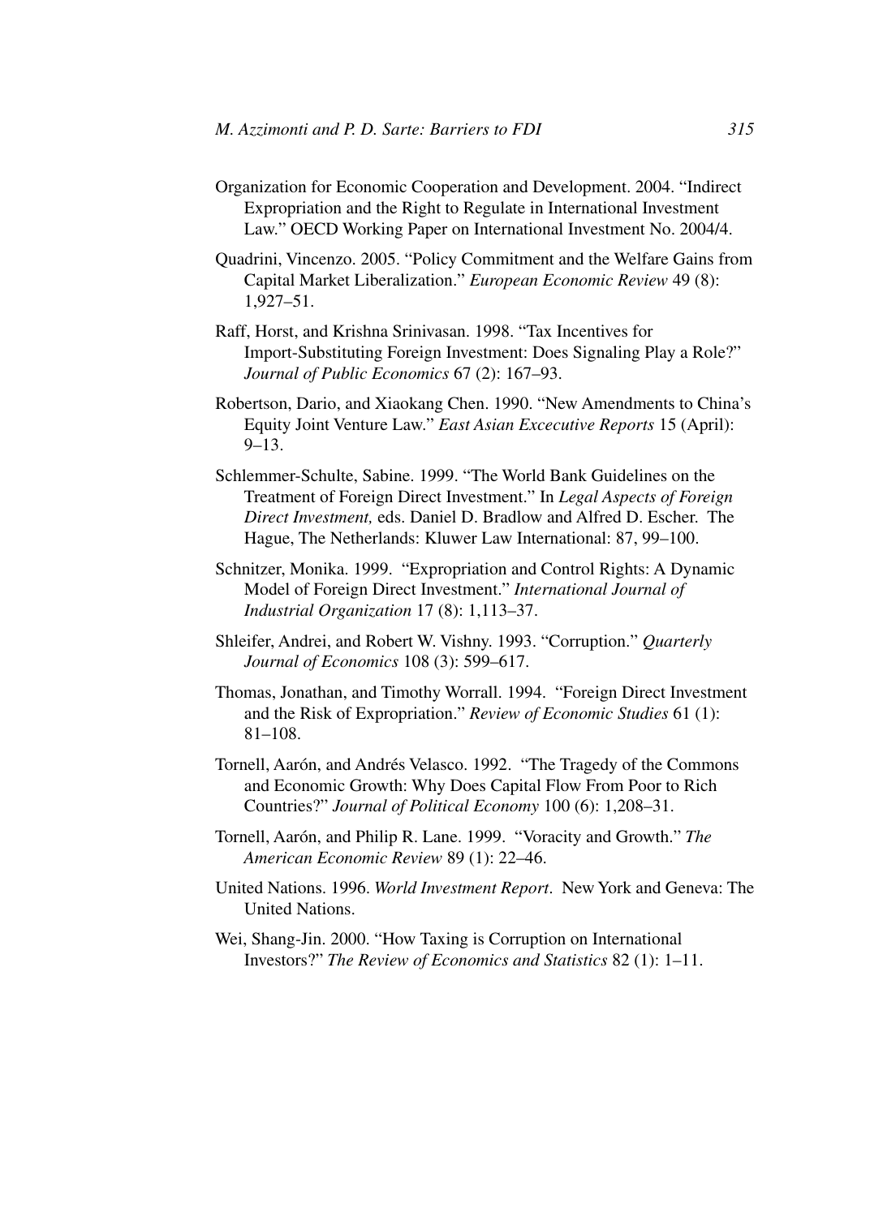Organization for Economic Cooperation and Development. 2004. “Indirect Expropriation and the Right to Regulate in International Investment Law.” OECD Working Paper on International Investment No. 2004/4.

Quadrini, Vincenzo. 2005. “Policy Commitment and the Welfare Gains from Capital Market Liberalization.” *European Economic Review* 49 (8): 1,927–51.

Raff, Horst, and Krishna Srinivasan. 1998. “Tax Incentives for Import-Substituting Foreign Investment: Does Signaling Play a Role?” *Journal of Public Economics* 67 (2): 167–93.

Robertson, Dario, and Xiaokang Chen. 1990. “New Amendments to China’s Equity Joint Venture Law.” *East Asian Excecutive Reports* 15 (April): 9–13.

Schlemmer-Schulte, Sabine. 1999. “The World Bank Guidelines on the Treatment of Foreign Direct Investment.” In *Legal Aspects of Foreign Direct Investment,* eds. Daniel D. Bradlow and Alfred D. Escher. The Hague, The Netherlands: Kluwer Law International: 87, 99–100.

Schnitzer, Monika. 1999. “Expropriation and Control Rights: A Dynamic Model of Foreign Direct Investment.” *International Journal of Industrial Organization* 17 (8): 1,113–37.

Shleifer, Andrei, and Robert W. Vishny. 1993. “Corruption.” *Quarterly Journal of Economics* 108 (3): 599–617.

Thomas, Jonathan, and Timothy Worrall. 1994. “Foreign Direct Investment and the Risk of Expropriation.” *Review of Economic Studies* 61 (1): 81–108.

Tornell, Aarón, and Andrés Velasco. 1992. “The Tragedy of the Commons and Economic Growth: Why Does Capital Flow From Poor to Rich Countries?” *Journal of Political Economy* 100 (6): 1,208–31.

Tornell, Aarón, and Philip R. Lane. 1999. “Voracity and Growth.” *The American Economic Review* 89 (1): 22–46.

United Nations. 1996. *World Investment Report*. New York and Geneva: The United Nations.

Wei, Shang-Jin. 2000. “How Taxing is Corruption on International Investors?” *The Review of Economics and Statistics* 82 (1): 1–11.